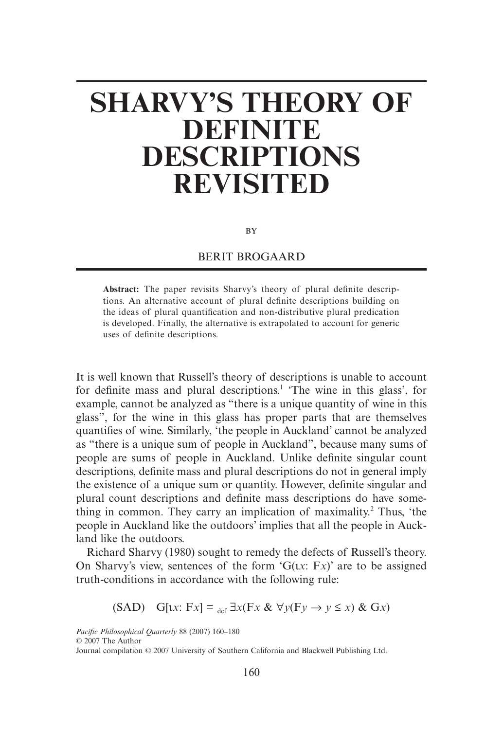# SHARVY'S THEORY OF DEFINITE DESCRIPTIONS REVISITED

BY

BERIT BROGAARD

**Abstract:** The paper revisits Sharvy's theory of plural definite descriptions. An alternative account of plural definite descriptions building on the ideas of plural quantification and non-distributive plural predication is developed. Finally, the alternative is extrapolated to account for generic uses of definite descriptions.

It is well known that Russell's theory of descriptions is unable to account for definite mass and plural descriptions.[1] 'The wine in this glass', for example, cannot be analyzed as "there is a unique quantity of wine in this glass", for the wine in this glass has proper parts that are themselves quantifies of wine. Similarly, 'the people in Auckland' cannot be analyzed as "there is a unique sum of people in Auckland", because many sums of people are sums of people in Auckland. Unlike definite singular count descriptions, definite mass and plural descriptions do not in general imply the existence of a unique sum or quantity. However, definite singular and plural count descriptions and definite mass descriptions do have something in common. They carry an implication of maximality.[2] Thus, 'the people in Auckland like the outdoors' implies that all the people in Auckland like the outdoors.

Richard Sharvy (1980) sought to remedy the defects of Russell's theory. On Sharvy's view, sentences of the form 'G(ιx: Fx)' are to be assigned truth-conditions in accordance with the following rule:

$$\text{(SAD)} \quad \mathrm{G}[\iota x\text{: F}x] =_{\text{def}} \exists x(\mathrm{F}x \;\&\; \forall y(\mathrm{F}y \rightarrow y \leq x) \;\&\; \mathrm{G}x)$$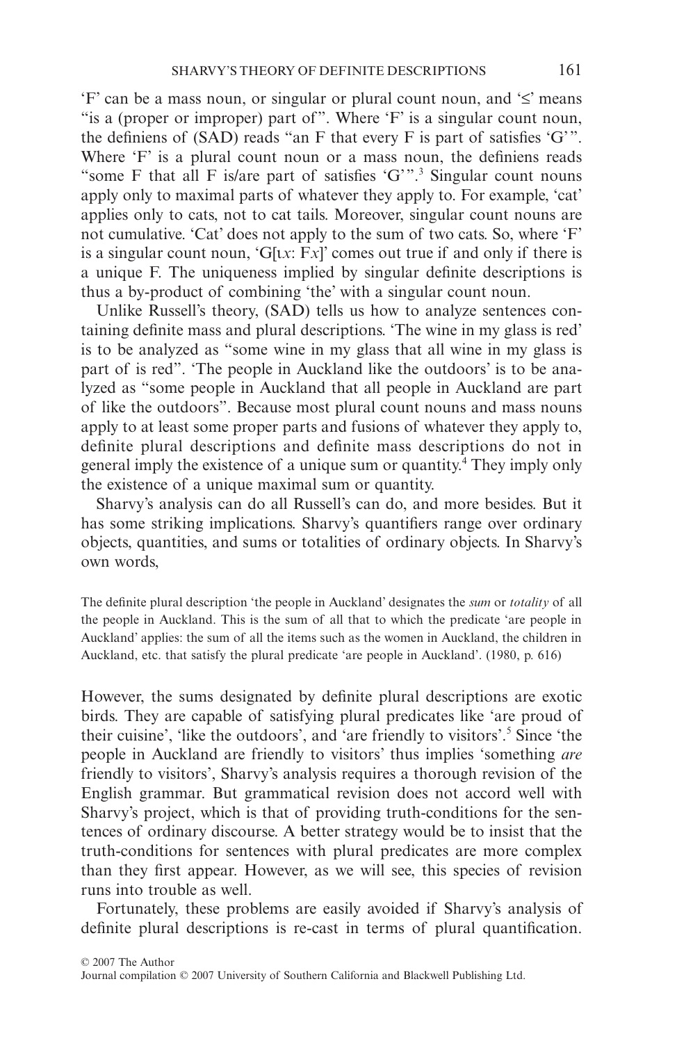'F' can be a mass noun, or singular or plural count noun, and '≤' means "is a (proper or improper) part of". Where 'F' is a singular count noun, the definiens of (SAD) reads "an F that every F is part of satisfies 'G'". Where 'F' is a plural count noun or a mass noun, the definiens reads "some F that all F is/are part of satisfies 'G'".[3] Singular count nouns apply only to maximal parts of whatever they apply to. For example, 'cat' applies only to cats, not to cat tails. Moreover, singular count nouns are not cumulative. 'Cat' does not apply to the sum of two cats. So, where 'F' is a singular count noun, 'G[$\iota x$: F$x$]' comes out true if and only if there is a unique F. The uniqueness implied by singular definite descriptions is thus a by-product of combining 'the' with a singular count noun.

Unlike Russell's theory, (SAD) tells us how to analyze sentences containing definite mass and plural descriptions. 'The wine in my glass is red' is to be analyzed as "some wine in my glass that all wine in my glass is part of is red". 'The people in Auckland like the outdoors' is to be analyzed as "some people in Auckland that all people in Auckland are part of like the outdoors". Because most plural count nouns and mass nouns apply to at least some proper parts and fusions of whatever they apply to, definite plural descriptions and definite mass descriptions do not in general imply the existence of a unique sum or quantity.[4] They imply only the existence of a unique maximal sum or quantity.

Sharvy's analysis can do all Russell's can do, and more besides. But it has some striking implications. Sharvy's quantifiers range over ordinary objects, quantities, and sums or totalities of ordinary objects. In Sharvy's own words,

> The definite plural description 'the people in Auckland' designates the *sum* or *totality* of all the people in Auckland. This is the sum of all that to which the predicate 'are people in Auckland' applies: the sum of all the items such as the women in Auckland, the children in Auckland, etc. that satisfy the plural predicate 'are people in Auckland'. (1980, p. 616)

However, the sums designated by definite plural descriptions are exotic birds. They are capable of satisfying plural predicates like 'are proud of their cuisine', 'like the outdoors', and 'are friendly to visitors'.[5] Since 'the people in Auckland are friendly to visitors' thus implies 'something *are* friendly to visitors', Sharvy's analysis requires a thorough revision of the English grammar. But grammatical revision does not accord well with Sharvy's project, which is that of providing truth-conditions for the sentences of ordinary discourse. A better strategy would be to insist that the truth-conditions for sentences with plural predicates are more complex than they first appear. However, as we will see, this species of revision runs into trouble as well.

Fortunately, these problems are easily avoided if Sharvy's analysis of definite plural descriptions is re-cast in terms of plural quantification.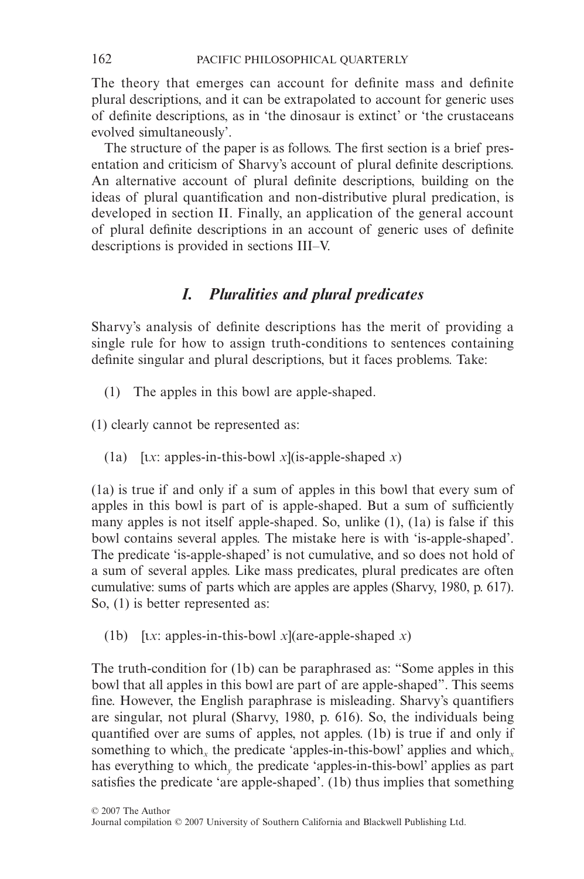The theory that emerges can account for definite mass and definite plural descriptions, and it can be extrapolated to account for generic uses of definite descriptions, as in 'the dinosaur is extinct' or 'the crustaceans evolved simultaneously'.

The structure of the paper is as follows. The first section is a brief presentation and criticism of Sharvy's account of plural definite descriptions. An alternative account of plural definite descriptions, building on the ideas of plural quantification and non-distributive plural predication, is developed in section II. Finally, an application of the general account of plural definite descriptions in an account of generic uses of definite descriptions is provided in sections III–V.

## *I. Pluralities and plural predicates*

Sharvy's analysis of definite descriptions has the merit of providing a single rule for how to assign truth-conditions to sentences containing definite singular and plural descriptions, but it faces problems. Take:

(1) The apples in this bowl are apple-shaped.

(1) clearly cannot be represented as:

(1a) [ɩ*x*: apples-in-this-bowl *x*](is-apple-shaped *x*)

(1a) is true if and only if a sum of apples in this bowl that every sum of apples in this bowl is part of is apple-shaped. But a sum of sufficiently many apples is not itself apple-shaped. So, unlike (1), (1a) is false if this bowl contains several apples. The mistake here is with 'is-apple-shaped'. The predicate 'is-apple-shaped' is not cumulative, and so does not hold of a sum of several apples. Like mass predicates, plural predicates are often cumulative: sums of parts which are apples are apples (Sharvy, 1980, p. 617). So, (1) is better represented as:

(1b) [ɩ*x*: apples-in-this-bowl *x*](are-apple-shaped *x*)

The truth-condition for (1b) can be paraphrased as: "Some apples in this bowl that all apples in this bowl are part of are apple-shaped". This seems fine. However, the English paraphrase is misleading. Sharvy's quantifiers are singular, not plural (Sharvy, 1980, p. 616). So, the individuals being quantified over are sums of apples, not apples. (1b) is true if and only if something to which$_x$ the predicate 'apples-in-this-bowl' applies and which$_x$ has everything to which$_y$ the predicate 'apples-in-this-bowl' applies as part satisfies the predicate 'are apple-shaped'. (1b) thus implies that something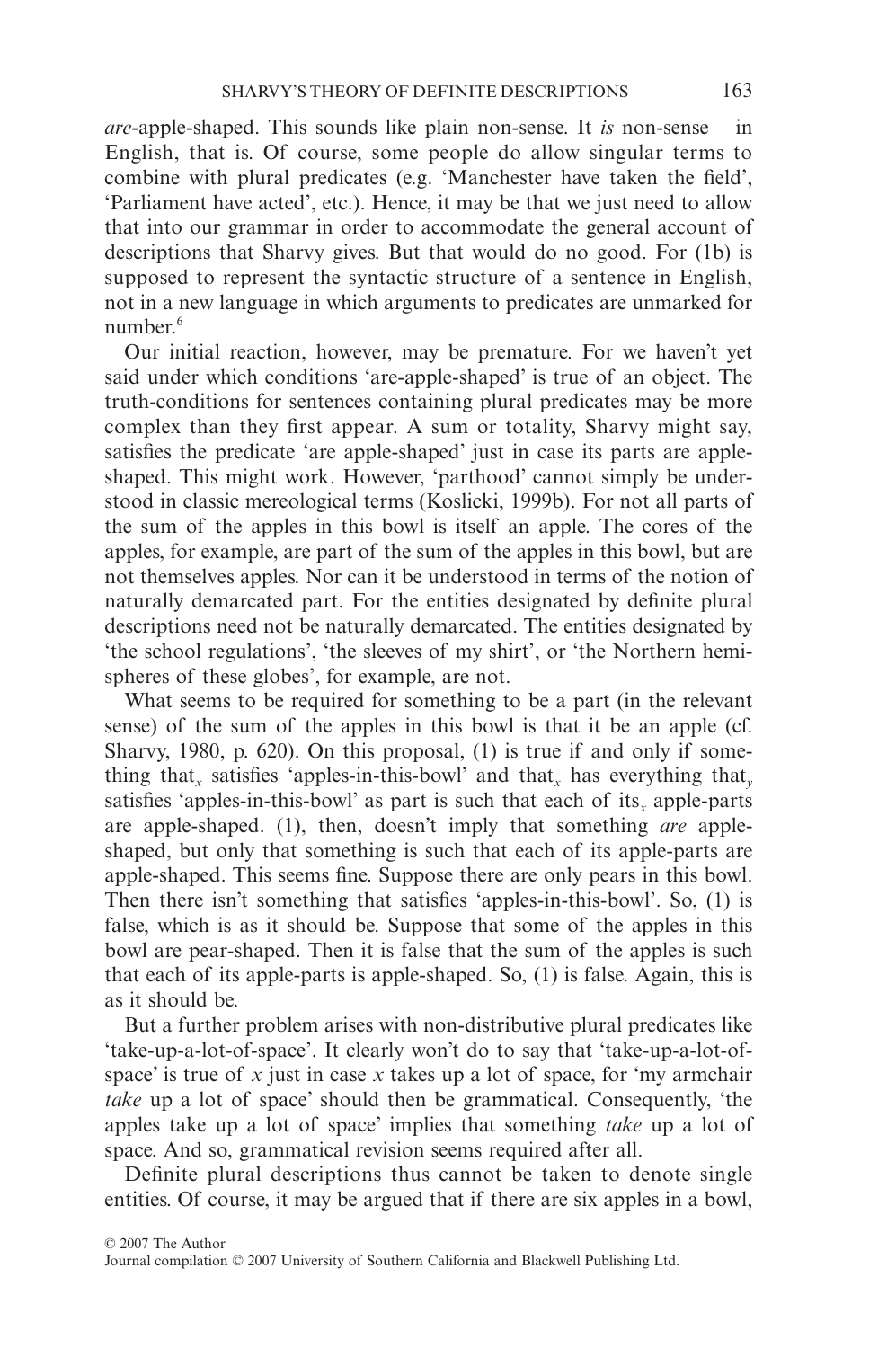*are*-apple-shaped. This sounds like plain non-sense. It *is* non-sense – in English, that is. Of course, some people do allow singular terms to combine with plural predicates (e.g. 'Manchester have taken the field', 'Parliament have acted', etc.). Hence, it may be that we just need to allow that into our grammar in order to accommodate the general account of descriptions that Sharvy gives. But that would do no good. For (1b) is supposed to represent the syntactic structure of a sentence in English, not in a new language in which arguments to predicates are unmarked for number.[6]

Our initial reaction, however, may be premature. For we haven't yet said under which conditions 'are-apple-shaped' is true of an object. The truth-conditions for sentences containing plural predicates may be more complex than they first appear. A sum or totality, Sharvy might say, satisfies the predicate 'are apple-shaped' just in case its parts are apple-shaped. This might work. However, 'parthood' cannot simply be understood in classic mereological terms (Koslicki, 1999b). For not all parts of the sum of the apples in this bowl is itself an apple. The cores of the apples, for example, are part of the sum of the apples in this bowl, but are not themselves apples. Nor can it be understood in terms of the notion of naturally demarcated part. For the entities designated by definite plural descriptions need not be naturally demarcated. The entities designated by 'the school regulations', 'the sleeves of my shirt', or 'the Northern hemispheres of these globes', for example, are not.

What seems to be required for something to be a part (in the relevant sense) of the sum of the apples in this bowl is that it be an apple (cf. Sharvy, 1980, p. 620). On this proposal, (1) is true if and only if something that$_x$ satisfies 'apples-in-this-bowl' and that$_x$ has everything that$_y$ satisfies 'apples-in-this-bowl' as part is such that each of its$_x$ apple-parts are apple-shaped. (1), then, doesn't imply that something *are* apple-shaped, but only that something is such that each of its apple-parts are apple-shaped. This seems fine. Suppose there are only pears in this bowl. Then there isn't something that satisfies 'apples-in-this-bowl'. So, (1) is false, which is as it should be. Suppose that some of the apples in this bowl are pear-shaped. Then it is false that the sum of the apples is such that each of its apple-parts is apple-shaped. So, (1) is false. Again, this is as it should be.

But a further problem arises with non-distributive plural predicates like 'take-up-a-lot-of-space'. It clearly won't do to say that 'take-up-a-lot-of-space' is true of $x$ just in case $x$ takes up a lot of space, for 'my armchair *take* up a lot of space' should then be grammatical. Consequently, 'the apples take up a lot of space' implies that something *take* up a lot of space. And so, grammatical revision seems required after all.

Definite plural descriptions thus cannot be taken to denote single entities. Of course, it may be argued that if there are six apples in a bowl,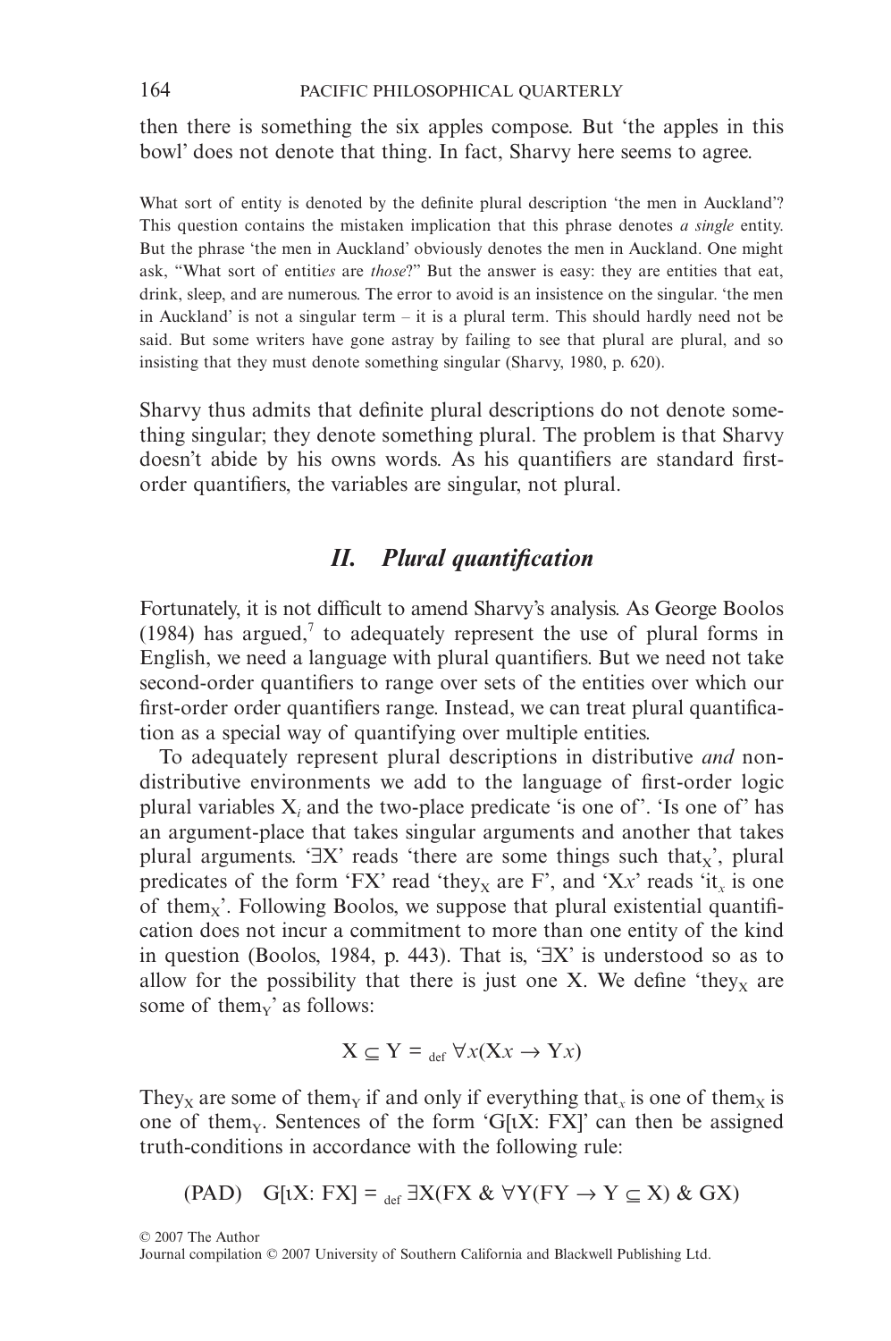then there is something the six apples compose. But 'the apples in this bowl' does not denote that thing. In fact, Sharvy here seems to agree.

> What sort of entity is denoted by the definite plural description 'the men in Auckland'? This question contains the mistaken implication that this phrase denotes *a single* entity. But the phrase 'the men in Auckland' obviously denotes the men in Auckland. One might ask, "What sort of entit*ies* are *those*?" But the answer is easy: they are entities that eat, drink, sleep, and are numerous. The error to avoid is an insistence on the singular. 'the men in Auckland' is not a singular term – it is a plural term. This should hardly need not be said. But some writers have gone astray by failing to see that plural are plural, and so insisting that they must denote something singular (Sharvy, 1980, p. 620).

Sharvy thus admits that definite plural descriptions do not denote something singular; they denote something plural. The problem is that Sharvy doesn't abide by his owns words. As his quantifiers are standard first-order quantifiers, the variables are singular, not plural.

## II. *Plural quantification*

Fortunately, it is not difficult to amend Sharvy's analysis. As George Boolos (1984) has argued,[7] to adequately represent the use of plural forms in English, we need a language with plural quantifiers. But we need not take second-order quantifiers to range over sets of the entities over which our first-order order quantifiers range. Instead, we can treat plural quantification as a special way of quantifying over multiple entities.

To adequately represent plural descriptions in distributive *and* non-distributive environments we add to the language of first-order logic plural variables $X_i$ and the two-place predicate 'is one of'. 'Is one of' has an argument-place that takes singular arguments and another that takes plural arguments. '$\exists X$' reads 'there are some things such that$_X$', plural predicates of the form '$FX$' read 'they$_X$ are F', and '$Xx$' reads 'it$_x$ is one of them$_X$'. Following Boolos, we suppose that plural existential quantification does not incur a commitment to more than one entity of the kind in question (Boolos, 1984, p. 443). That is, '$\exists X$' is understood so as to allow for the possibility that there is just one X. We define 'they$_X$ are some of them$_Y$' as follows:

$$X \subseteq Y =_{\text{def}} \forall x(Xx \rightarrow Yx)$$

They$_X$ are some of them$_Y$ if and only if everything that$_x$ is one of them$_X$ is one of them$_Y$. Sentences of the form '$G[\iota X: FX]$' can then be assigned truth-conditions in accordance with the following rule:

$$\text{(PAD)} \quad G[\iota X: FX] =_{\text{def}} \exists X(FX \,\&\, \forall Y(FY \rightarrow Y \subseteq X) \,\&\, GX)$$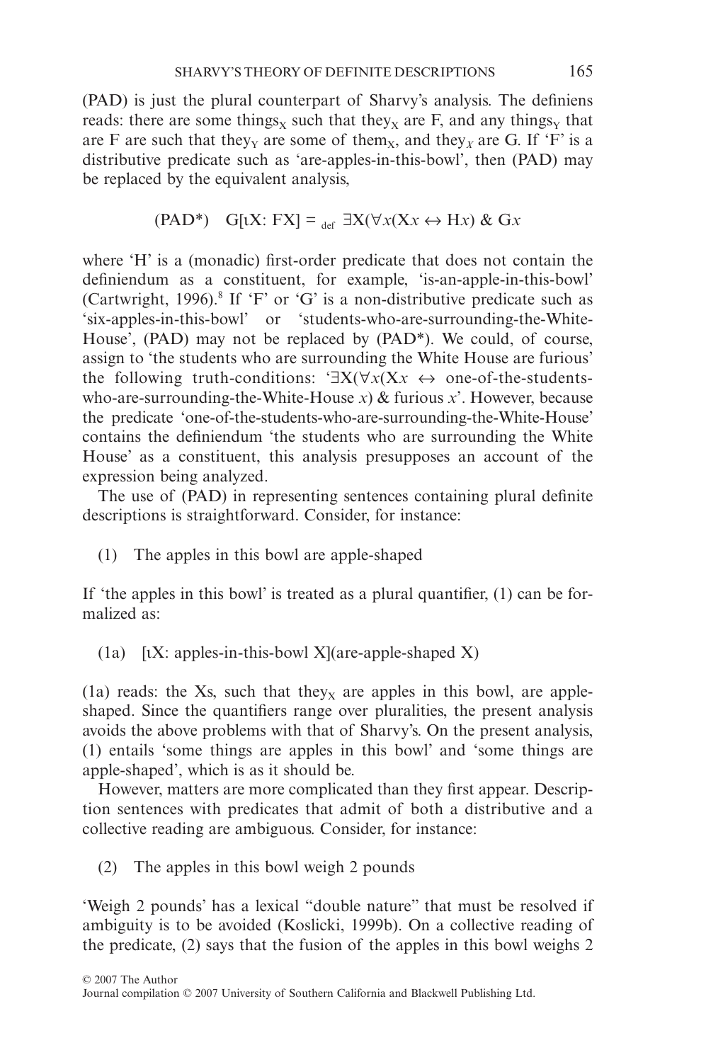(PAD) is just the plural counterpart of Sharvy's analysis. The definiens reads: there are some things$_X$ such that they$_X$ are F, and any things$_Y$ that are F are such that they$_Y$ are some of them$_X$, and they$_X$ are G. If 'F' is a distributive predicate such as 'are-apples-in-this-bowl', then (PAD) may be replaced by the equivalent analysis,

$$\text{(PAD*)} \quad \text{G}[\iota \text{X: FX}] =_{\text{def}} \exists \text{X}(\forall x(\text{X}x \leftrightarrow \text{H}x) \;\&\; \text{G}x$$

where 'H' is a (monadic) first-order predicate that does not contain the definiendum as a constituent, for example, 'is-an-apple-in-this-bowl' (Cartwright, 1996).[8] If 'F' or 'G' is a non-distributive predicate such as 'six-apples-in-this-bowl' or 'students-who-are-surrounding-the-White-House', (PAD) may not be replaced by (PAD*). We could, of course, assign to 'the students who are surrounding the White House are furious' the following truth-conditions: '$\exists$X($\forall x$(X$x$ $\leftrightarrow$ one-of-the-students-who-are-surrounding-the-White-House $x$) & furious $x$'. However, because the predicate 'one-of-the-students-who-are-surrounding-the-White-House' contains the definiendum 'the students who are surrounding the White House' as a constituent, this analysis presupposes an account of the expression being analyzed.

The use of (PAD) in representing sentences containing plural definite descriptions is straightforward. Consider, for instance:

(1) The apples in this bowl are apple-shaped

If 'the apples in this bowl' is treated as a plural quantifier, (1) can be formalized as:

(1a) [ιX: apples-in-this-bowl X](are-apple-shaped X)

(1a) reads: the Xs, such that they$_X$ are apples in this bowl, are apple-shaped. Since the quantifiers range over pluralities, the present analysis avoids the above problems with that of Sharvy's. On the present analysis, (1) entails 'some things are apples in this bowl' and 'some things are apple-shaped', which is as it should be.

However, matters are more complicated than they first appear. Description sentences with predicates that admit of both a distributive and a collective reading are ambiguous. Consider, for instance:

(2) The apples in this bowl weigh 2 pounds

'Weigh 2 pounds' has a lexical "double nature" that must be resolved if ambiguity is to be avoided (Koslicki, 1999b). On a collective reading of the predicate, (2) says that the fusion of the apples in this bowl weighs 2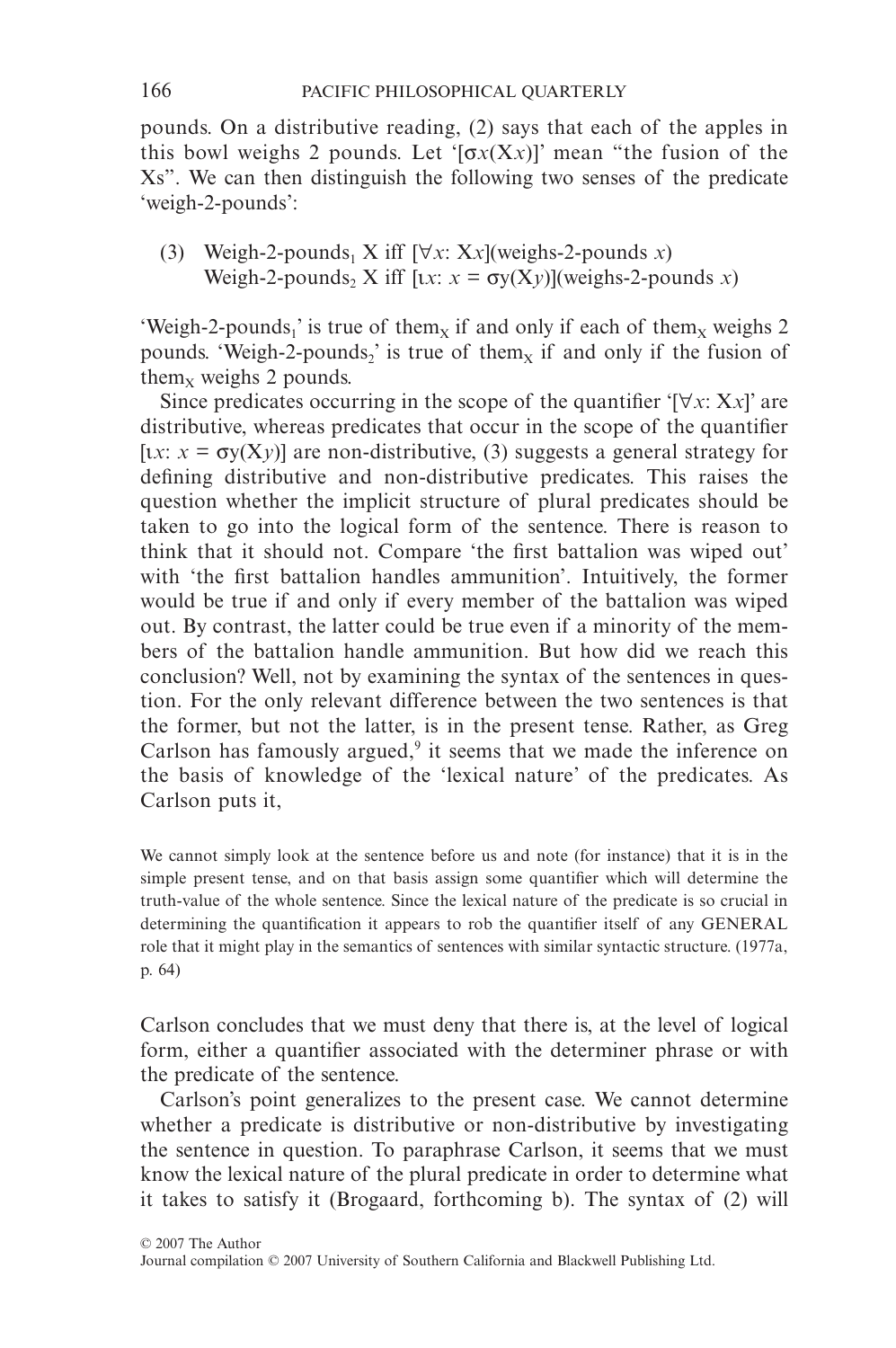pounds. On a distributive reading, (2) says that each of the apples in this bowl weighs 2 pounds. Let '$[\sigma x(\mathrm{X}x)]$' mean "the fusion of the Xs". We can then distinguish the following two senses of the predicate 'weigh-2-pounds':

(3) Weigh-2-pounds$_1$ X iff $[\forall x\text{: X}x]$(weighs-2-pounds $x$)
Weigh-2-pounds$_2$ X iff $[\iota x\text{: } x = \sigma y(\mathrm{X}y)]$(weighs-2-pounds $x$)

'Weigh-2-pounds$_1$' is true of them$_\mathrm{X}$ if and only if each of them$_\mathrm{X}$ weighs 2 pounds. 'Weigh-2-pounds$_2$' is true of them$_\mathrm{X}$ if and only if the fusion of them$_\mathrm{X}$ weighs 2 pounds.

Since predicates occurring in the scope of the quantifier '$[\forall x\text{: X}x]$' are distributive, whereas predicates that occur in the scope of the quantifier $[\iota x\text{: } x = \sigma y(\mathrm{X}y)]$ are non-distributive, (3) suggests a general strategy for defining distributive and non-distributive predicates. This raises the question whether the implicit structure of plural predicates should be taken to go into the logical form of the sentence. There is reason to think that it should not. Compare 'the first battalion was wiped out' with 'the first battalion handles ammunition'. Intuitively, the former would be true if and only if every member of the battalion was wiped out. By contrast, the latter could be true even if a minority of the members of the battalion handle ammunition. But how did we reach this conclusion? Well, not by examining the syntax of the sentences in question. For the only relevant difference between the two sentences is that the former, but not the latter, is in the present tense. Rather, as Greg Carlson has famously argued,[9] it seems that we made the inference on the basis of knowledge of the 'lexical nature' of the predicates. As Carlson puts it,

> We cannot simply look at the sentence before us and note (for instance) that it is in the simple present tense, and on that basis assign some quantifier which will determine the truth-value of the whole sentence. Since the lexical nature of the predicate is so crucial in determining the quantification it appears to rob the quantifier itself of any GENERAL role that it might play in the semantics of sentences with similar syntactic structure. (1977a, p. 64)

Carlson concludes that we must deny that there is, at the level of logical form, either a quantifier associated with the determiner phrase or with the predicate of the sentence.

Carlson's point generalizes to the present case. We cannot determine whether a predicate is distributive or non-distributive by investigating the sentence in question. To paraphrase Carlson, it seems that we must know the lexical nature of the plural predicate in order to determine what it takes to satisfy it (Brogaard, forthcoming b). The syntax of (2) will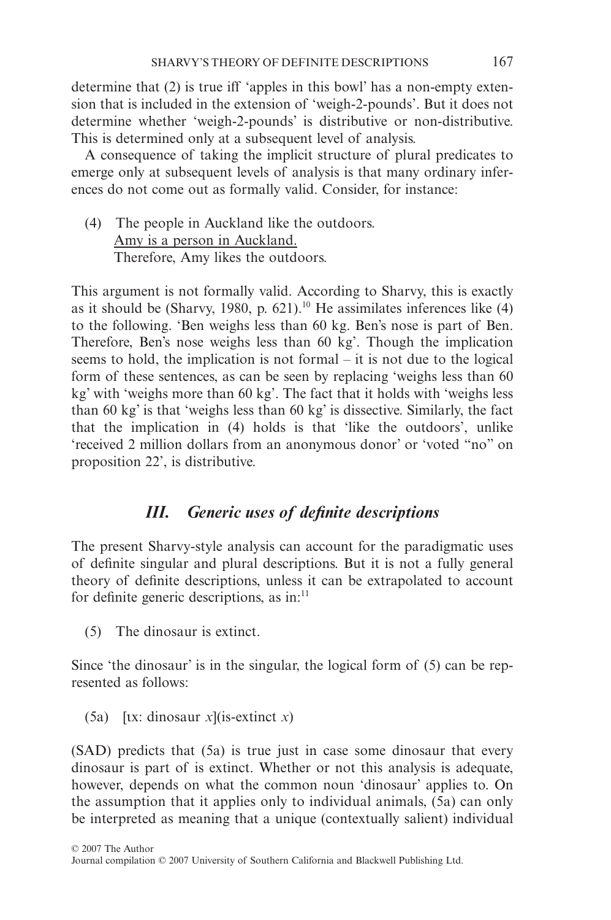determine that (2) is true iff 'apples in this bowl' has a non-empty extension that is included in the extension of 'weigh-2-pounds'. But it does not determine whether 'weigh-2-pounds' is distributive or non-distributive. This is determined only at a subsequent level of analysis.

A consequence of taking the implicit structure of plural predicates to emerge only at subsequent levels of analysis is that many ordinary inferences do not come out as formally valid. Consider, for instance:

(4) The people in Auckland like the outdoors.
<u>Amy is a person in Auckland.</u>
Therefore, Amy likes the outdoors.

This argument is not formally valid. According to Sharvy, this is exactly as it should be (Sharvy, 1980, p. 621).[10] He assimilates inferences like (4) to the following. 'Ben weighs less than 60 kg. Ben's nose is part of Ben. Therefore, Ben's nose weighs less than 60 kg'. Though the implication seems to hold, the implication is not formal – it is not due to the logical form of these sentences, as can be seen by replacing 'weighs less than 60 kg' with 'weighs more than 60 kg'. The fact that it holds with 'weighs less than 60 kg' is that 'weighs less than 60 kg' is dissective. Similarly, the fact that the implication in (4) holds is that 'like the outdoors', unlike 'received 2 million dollars from an anonymous donor' or 'voted "no" on proposition 22', is distributive.

## *III. Generic uses of definite descriptions*

The present Sharvy-style analysis can account for the paradigmatic uses of definite singular and plural descriptions. But it is not a fully general theory of definite descriptions, unless it can be extrapolated to account for definite generic descriptions, as in:[11]

(5) The dinosaur is extinct.

Since 'the dinosaur' is in the singular, the logical form of (5) can be represented as follows:

(5a) [ɩx: dinosaur *x*](is-extinct *x*)

(SAD) predicts that (5a) is true just in case some dinosaur that every dinosaur is part of is extinct. Whether or not this analysis is adequate, however, depends on what the common noun 'dinosaur' applies to. On the assumption that it applies only to individual animals, (5a) can only be interpreted as meaning that a unique (contextually salient) individual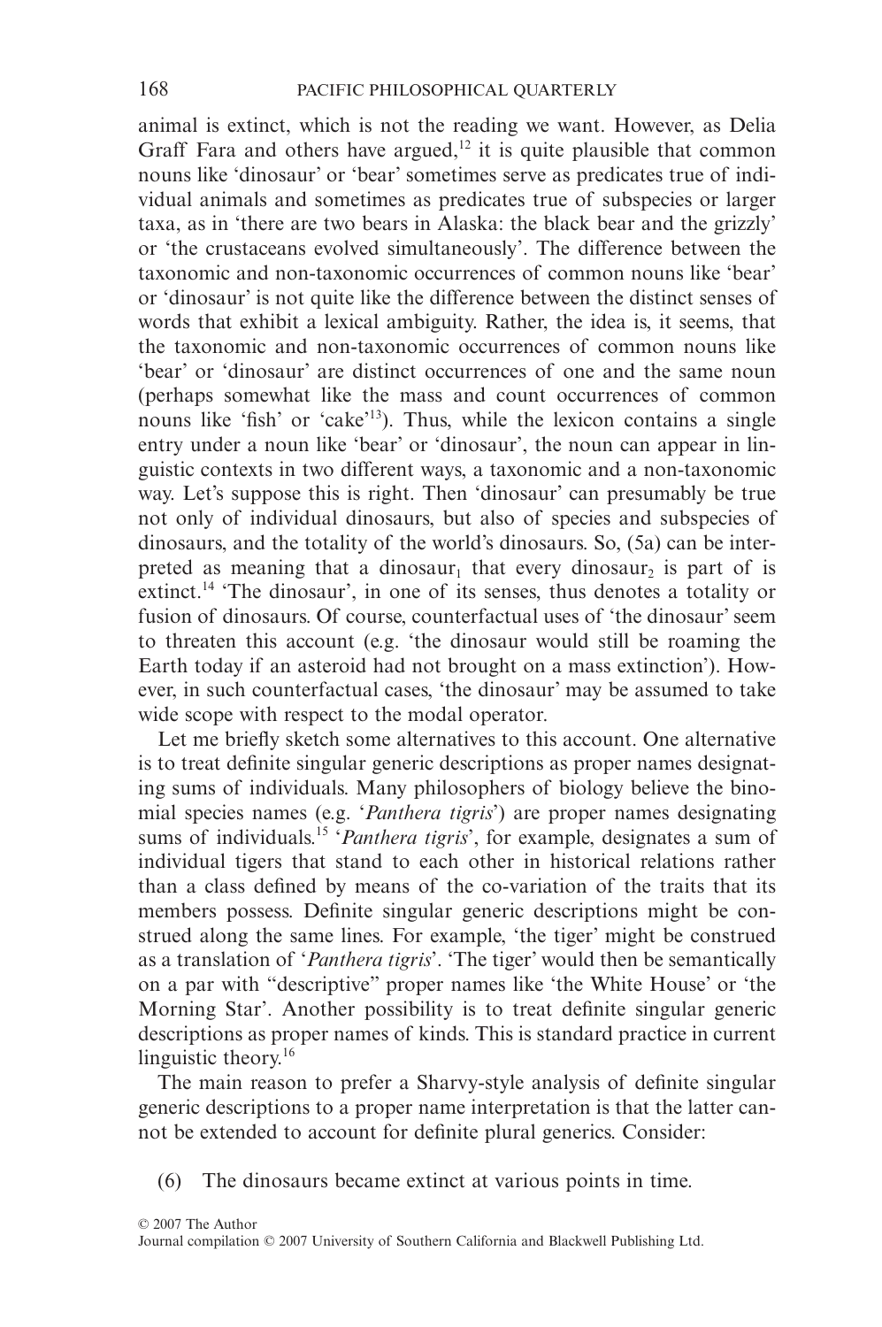animal is extinct, which is not the reading we want. However, as Delia Graff Fara and others have argued,[12] it is quite plausible that common nouns like 'dinosaur' or 'bear' sometimes serve as predicates true of individual animals and sometimes as predicates true of subspecies or larger taxa, as in 'there are two bears in Alaska: the black bear and the grizzly' or 'the crustaceans evolved simultaneously'. The difference between the taxonomic and non-taxonomic occurrences of common nouns like 'bear' or 'dinosaur' is not quite like the difference between the distinct senses of words that exhibit a lexical ambiguity. Rather, the idea is, it seems, that the taxonomic and non-taxonomic occurrences of common nouns like 'bear' or 'dinosaur' are distinct occurrences of one and the same noun (perhaps somewhat like the mass and count occurrences of common nouns like 'fish' or 'cake'[13]). Thus, while the lexicon contains a single entry under a noun like 'bear' or 'dinosaur', the noun can appear in linguistic contexts in two different ways, a taxonomic and a non-taxonomic way. Let's suppose this is right. Then 'dinosaur' can presumably be true not only of individual dinosaurs, but also of species and subspecies of dinosaurs, and the totality of the world's dinosaurs. So, (5a) can be interpreted as meaning that a dinosaur$_1$ that every dinosaur$_2$ is part of is extinct.[14] 'The dinosaur', in one of its senses, thus denotes a totality or fusion of dinosaurs. Of course, counterfactual uses of 'the dinosaur' seem to threaten this account (e.g. 'the dinosaur would still be roaming the Earth today if an asteroid had not brought on a mass extinction'). However, in such counterfactual cases, 'the dinosaur' may be assumed to take wide scope with respect to the modal operator.

Let me briefly sketch some alternatives to this account. One alternative is to treat definite singular generic descriptions as proper names designating sums of individuals. Many philosophers of biology believe the binomial species names (e.g. '*Panthera tigris*') are proper names designating sums of individuals.[15] '*Panthera tigris*', for example, designates a sum of individual tigers that stand to each other in historical relations rather than a class defined by means of the co-variation of the traits that its members possess. Definite singular generic descriptions might be construed along the same lines. For example, 'the tiger' might be construed as a translation of '*Panthera tigris*'. 'The tiger' would then be semantically on a par with "descriptive" proper names like 'the White House' or 'the Morning Star'. Another possibility is to treat definite singular generic descriptions as proper names of kinds. This is standard practice in current linguistic theory.[16]

The main reason to prefer a Sharvy-style analysis of definite singular generic descriptions to a proper name interpretation is that the latter cannot be extended to account for definite plural generics. Consider:

(6) The dinosaurs became extinct at various points in time.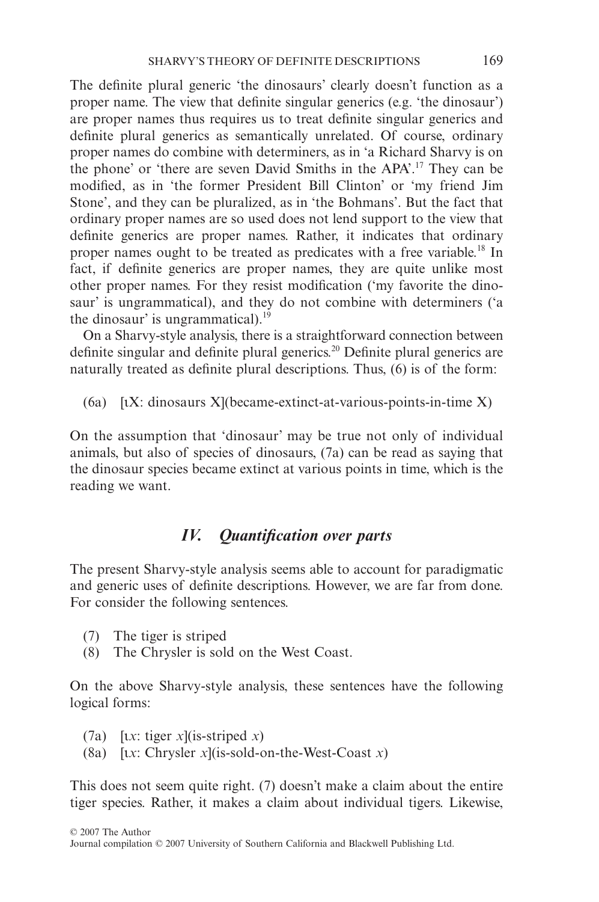The definite plural generic 'the dinosaurs' clearly doesn't function as a proper name. The view that definite singular generics (e.g. 'the dinosaur') are proper names thus requires us to treat definite singular generics and definite plural generics as semantically unrelated. Of course, ordinary proper names do combine with determiners, as in 'a Richard Sharvy is on the phone' or 'there are seven David Smiths in the APA'.[17] They can be modified, as in 'the former President Bill Clinton' or 'my friend Jim Stone', and they can be pluralized, as in 'the Bohmans'. But the fact that ordinary proper names are so used does not lend support to the view that definite generics are proper names. Rather, it indicates that ordinary proper names ought to be treated as predicates with a free variable.[18] In fact, if definite generics are proper names, they are quite unlike most other proper names. For they resist modification ('my favorite the dinosaur' is ungrammatical), and they do not combine with determiners ('a the dinosaur' is ungrammatical).[19]

On a Sharvy-style analysis, there is a straightforward connection between definite singular and definite plural generics.[20] Definite plural generics are naturally treated as definite plural descriptions. Thus, (6) is of the form:

(6a) [ιX: dinosaurs X](became-extinct-at-various-points-in-time X)

On the assumption that 'dinosaur' may be true not only of individual animals, but also of species of dinosaurs, (7a) can be read as saying that the dinosaur species became extinct at various points in time, which is the reading we want.

## IV. *Quantification over parts*

The present Sharvy-style analysis seems able to account for paradigmatic and generic uses of definite descriptions. However, we are far from done. For consider the following sentences.

(7) The tiger is striped
(8) The Chrysler is sold on the West Coast.

On the above Sharvy-style analysis, these sentences have the following logical forms:

(7a) [ι$x$: tiger $x$](is-striped $x$)
(8a) [ι$x$: Chrysler $x$](is-sold-on-the-West-Coast $x$)

This does not seem quite right. (7) doesn't make a claim about the entire tiger species. Rather, it makes a claim about individual tigers. Likewise,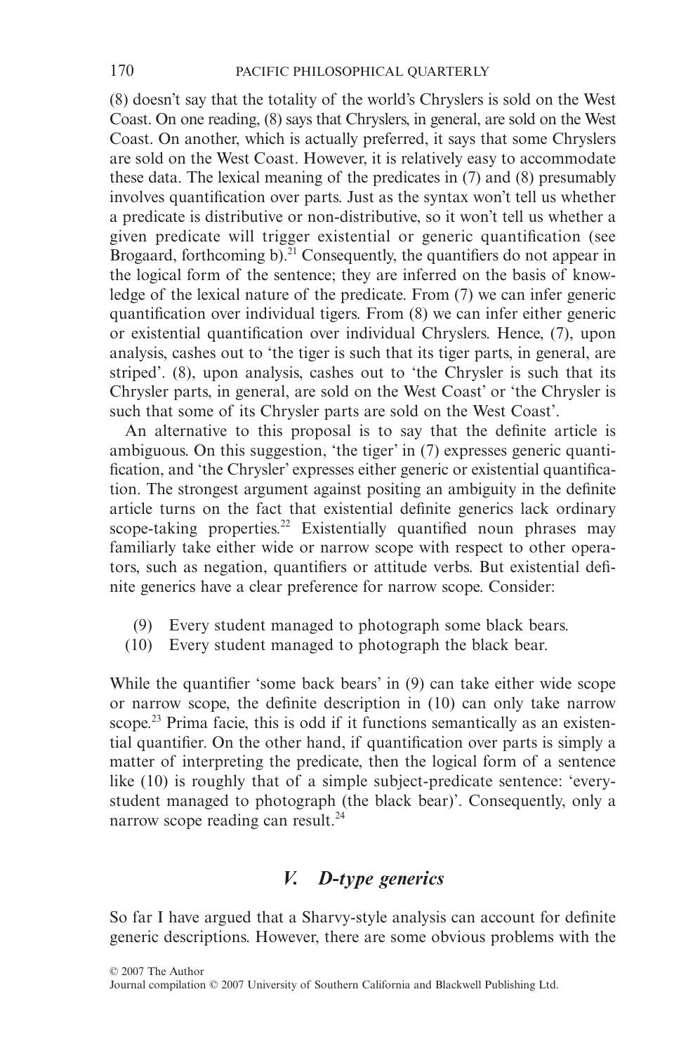(8) doesn't say that the totality of the world's Chryslers is sold on the West Coast. On one reading, (8) says that Chryslers, in general, are sold on the West Coast. On another, which is actually preferred, it says that some Chryslers are sold on the West Coast. However, it is relatively easy to accommodate these data. The lexical meaning of the predicates in (7) and (8) presumably involves quantification over parts. Just as the syntax won't tell us whether a predicate is distributive or non-distributive, so it won't tell us whether a given predicate will trigger existential or generic quantification (see Brogaard, forthcoming b).[21] Consequently, the quantifiers do not appear in the logical form of the sentence; they are inferred on the basis of knowledge of the lexical nature of the predicate. From (7) we can infer generic quantification over individual tigers. From (8) we can infer either generic or existential quantification over individual Chryslers. Hence, (7), upon analysis, cashes out to 'the tiger is such that its tiger parts, in general, are striped'. (8), upon analysis, cashes out to 'the Chrysler is such that its Chrysler parts, in general, are sold on the West Coast' or 'the Chrysler is such that some of its Chrysler parts are sold on the West Coast'.

An alternative to this proposal is to say that the definite article is ambiguous. On this suggestion, 'the tiger' in (7) expresses generic quantification, and 'the Chrysler' expresses either generic or existential quantification. The strongest argument against positing an ambiguity in the definite article turns on the fact that existential definite generics lack ordinary scope-taking properties.[22] Existentially quantified noun phrases may familiarly take either wide or narrow scope with respect to other operators, such as negation, quantifiers or attitude verbs. But existential definite generics have a clear preference for narrow scope. Consider:

(9) Every student managed to photograph some black bears.
(10) Every student managed to photograph the black bear.

While the quantifier 'some back bears' in (9) can take either wide scope or narrow scope, the definite description in (10) can only take narrow scope.[23] Prima facie, this is odd if it functions semantically as an existential quantifier. On the other hand, if quantification over parts is simply a matter of interpreting the predicate, then the logical form of a sentence like (10) is roughly that of a simple subject-predicate sentence: 'every-student managed to photograph (the black bear)'. Consequently, only a narrow scope reading can result.[24]

## *V. D-type generics*

So far I have argued that a Sharvy-style analysis can account for definite generic descriptions. However, there are some obvious problems with the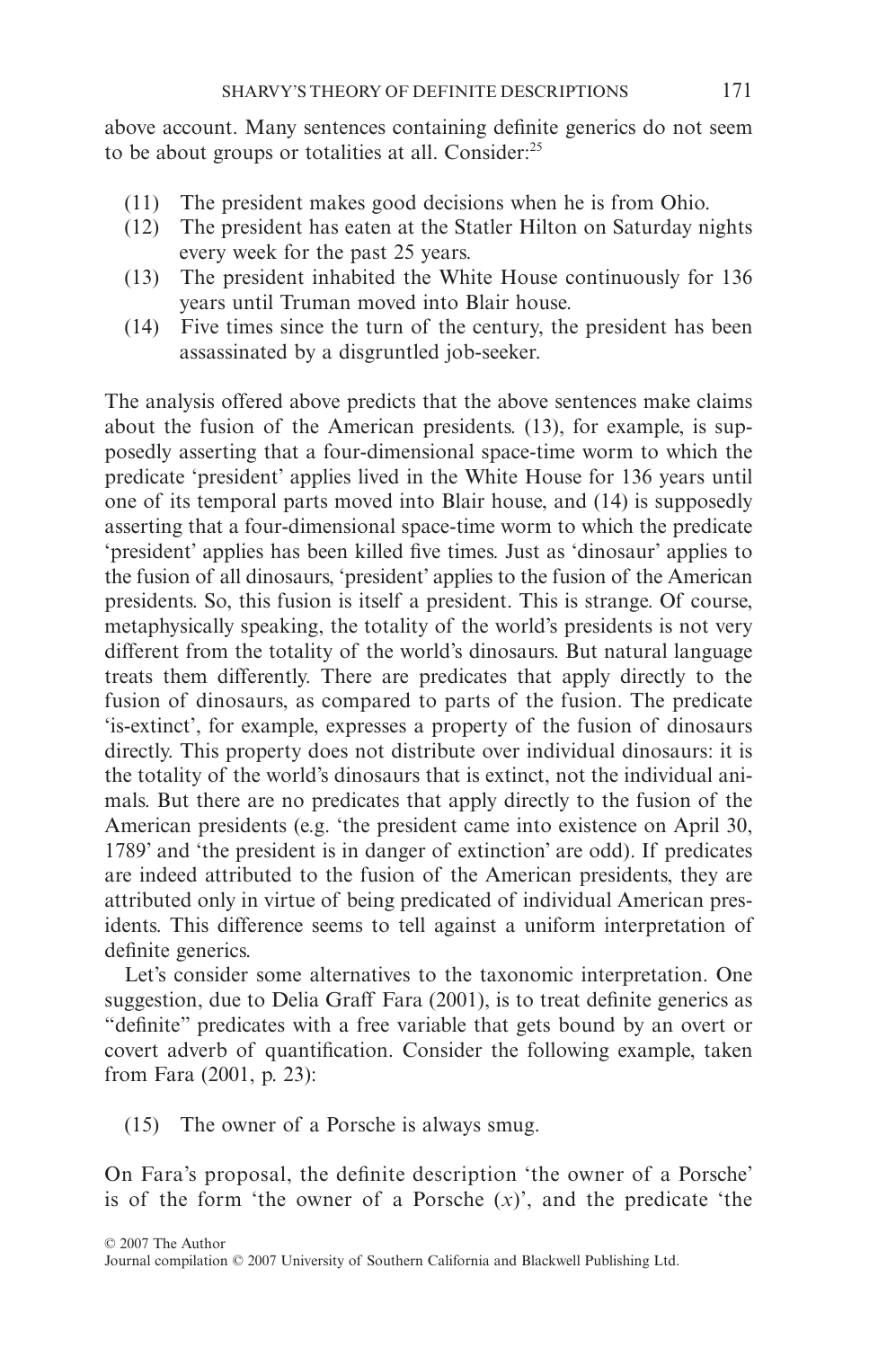above account. Many sentences containing definite generics do not seem to be about groups or totalities at all. Consider:[25]

(11) The president makes good decisions when he is from Ohio.
(12) The president has eaten at the Statler Hilton on Saturday nights every week for the past 25 years.
(13) The president inhabited the White House continuously for 136 years until Truman moved into Blair house.
(14) Five times since the turn of the century, the president has been assassinated by a disgruntled job-seeker.

The analysis offered above predicts that the above sentences make claims about the fusion of the American presidents. (13), for example, is supposedly asserting that a four-dimensional space-time worm to which the predicate 'president' applies lived in the White House for 136 years until one of its temporal parts moved into Blair house, and (14) is supposedly asserting that a four-dimensional space-time worm to which the predicate 'president' applies has been killed five times. Just as 'dinosaur' applies to the fusion of all dinosaurs, 'president' applies to the fusion of the American presidents. So, this fusion is itself a president. This is strange. Of course, metaphysically speaking, the totality of the world's presidents is not very different from the totality of the world's dinosaurs. But natural language treats them differently. There are predicates that apply directly to the fusion of dinosaurs, as compared to parts of the fusion. The predicate 'is-extinct', for example, expresses a property of the fusion of dinosaurs directly. This property does not distribute over individual dinosaurs: it is the totality of the world's dinosaurs that is extinct, not the individual animals. But there are no predicates that apply directly to the fusion of the American presidents (e.g. 'the president came into existence on April 30, 1789' and 'the president is in danger of extinction' are odd). If predicates are indeed attributed to the fusion of the American presidents, they are attributed only in virtue of being predicated of individual American presidents. This difference seems to tell against a uniform interpretation of definite generics.

Let's consider some alternatives to the taxonomic interpretation. One suggestion, due to Delia Graff Fara (2001), is to treat definite generics as "definite" predicates with a free variable that gets bound by an overt or covert adverb of quantification. Consider the following example, taken from Fara (2001, p. 23):

(15) The owner of a Porsche is always smug.

On Fara's proposal, the definite description 'the owner of a Porsche' is of the form 'the owner of a Porsche ($x$)', and the predicate 'the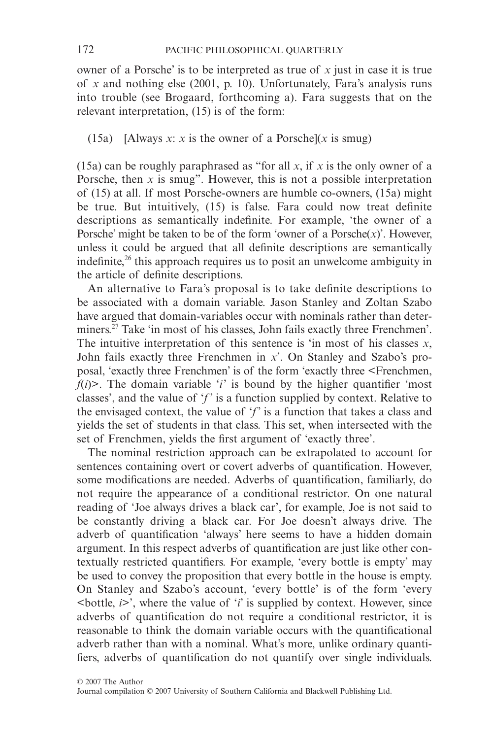owner of a Porsche' is to be interpreted as true of $x$ just in case it is true of $x$ and nothing else (2001, p. 10). Unfortunately, Fara's analysis runs into trouble (see Brogaard, forthcoming a). Fara suggests that on the relevant interpretation, (15) is of the form:

(15a) [Always $x$: $x$ is the owner of a Porsche]($x$ is smug)

(15a) can be roughly paraphrased as "for all $x$, if $x$ is the only owner of a Porsche, then $x$ is smug". However, this is not a possible interpretation of (15) at all. If most Porsche-owners are humble co-owners, (15a) might be true. But intuitively, (15) is false. Fara could now treat definite descriptions as semantically indefinite. For example, 'the owner of a Porsche' might be taken to be of the form 'owner of a Porsche($x$)'. However, unless it could be argued that all definite descriptions are semantically indefinite,[26] this approach requires us to posit an unwelcome ambiguity in the article of definite descriptions.

An alternative to Fara's proposal is to take definite descriptions to be associated with a domain variable. Jason Stanley and Zoltan Szabo have argued that domain-variables occur with nominals rather than determiners.[27] Take 'in most of his classes, John fails exactly three Frenchmen'. The intuitive interpretation of this sentence is 'in most of his classes $x$, John fails exactly three Frenchmen in $x$'. On Stanley and Szabo's proposal, 'exactly three Frenchmen' is of the form 'exactly three <Frenchmen, $f(i)$>. The domain variable '$i$' is bound by the higher quantifier 'most classes', and the value of '$f$' is a function supplied by context. Relative to the envisaged context, the value of '$f$' is a function that takes a class and yields the set of students in that class. This set, when intersected with the set of Frenchmen, yields the first argument of 'exactly three'.

The nominal restriction approach can be extrapolated to account for sentences containing overt or covert adverbs of quantification. However, some modifications are needed. Adverbs of quantification, familiarly, do not require the appearance of a conditional restrictor. On one natural reading of 'Joe always drives a black car', for example, Joe is not said to be constantly driving a black car. For Joe doesn't always drive. The adverb of quantification 'always' here seems to have a hidden domain argument. In this respect adverbs of quantification are just like other contextually restricted quantifiers. For example, 'every bottle is empty' may be used to convey the proposition that every bottle in the house is empty. On Stanley and Szabo's account, 'every bottle' is of the form 'every <bottle, $i$>', where the value of '$i$' is supplied by context. However, since adverbs of quantification do not require a conditional restrictor, it is reasonable to think the domain variable occurs with the quantificational adverb rather than with a nominal. What's more, unlike ordinary quantifiers, adverbs of quantification do not quantify over single individuals.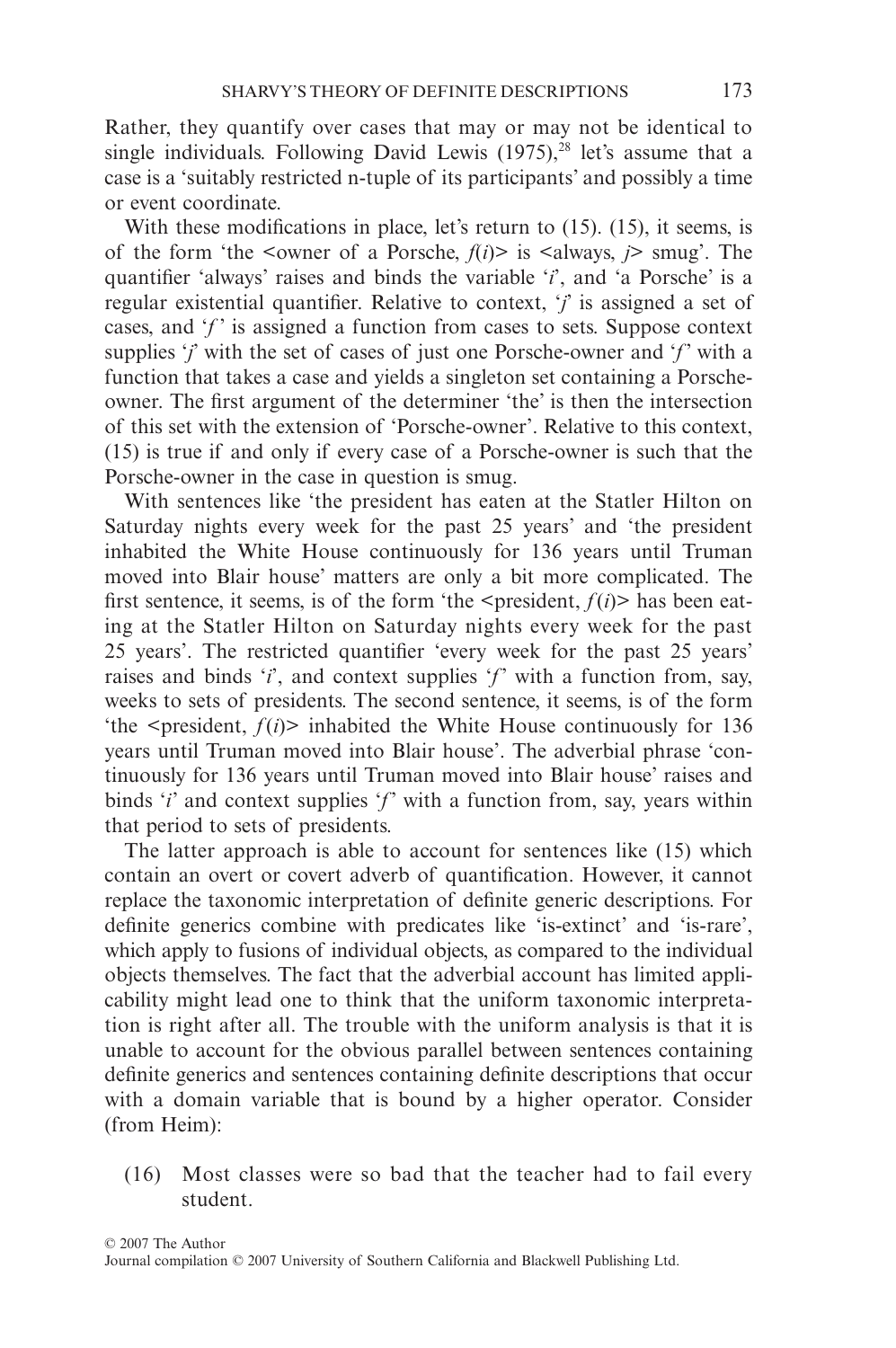Rather, they quantify over cases that may or may not be identical to single individuals. Following David Lewis (1975),[28] let's assume that a case is a 'suitably restricted n-tuple of its participants' and possibly a time or event coordinate.

With these modifications in place, let's return to (15). (15), it seems, is of the form 'the <owner of a Porsche, *f*(*i*)> is <always, *j*> smug'. The quantifier 'always' raises and binds the variable '*i*', and 'a Porsche' is a regular existential quantifier. Relative to context, '*j*' is assigned a set of cases, and '*f*' is assigned a function from cases to sets. Suppose context supplies '*j*' with the set of cases of just one Porsche-owner and '*f*' with a function that takes a case and yields a singleton set containing a Porsche-owner. The first argument of the determiner 'the' is then the intersection of this set with the extension of 'Porsche-owner'. Relative to this context, (15) is true if and only if every case of a Porsche-owner is such that the Porsche-owner in the case in question is smug.

With sentences like 'the president has eaten at the Statler Hilton on Saturday nights every week for the past 25 years' and 'the president inhabited the White House continuously for 136 years until Truman moved into Blair house' matters are only a bit more complicated. The first sentence, it seems, is of the form 'the <president, *f*(*i*)> has been eating at the Statler Hilton on Saturday nights every week for the past 25 years'. The restricted quantifier 'every week for the past 25 years' raises and binds '*i*', and context supplies '*f*' with a function from, say, weeks to sets of presidents. The second sentence, it seems, is of the form 'the <president, *f*(*i*)> inhabited the White House continuously for 136 years until Truman moved into Blair house'. The adverbial phrase 'continuously for 136 years until Truman moved into Blair house' raises and binds '*i*' and context supplies '*f*' with a function from, say, years within that period to sets of presidents.

The latter approach is able to account for sentences like (15) which contain an overt or covert adverb of quantification. However, it cannot replace the taxonomic interpretation of definite generic descriptions. For definite generics combine with predicates like 'is-extinct' and 'is-rare', which apply to fusions of individual objects, as compared to the individual objects themselves. The fact that the adverbial account has limited applicability might lead one to think that the uniform taxonomic interpretation is right after all. The trouble with the uniform analysis is that it is unable to account for the obvious parallel between sentences containing definite generics and sentences containing definite descriptions that occur with a domain variable that is bound by a higher operator. Consider (from Heim):

(16) Most classes were so bad that the teacher had to fail every student.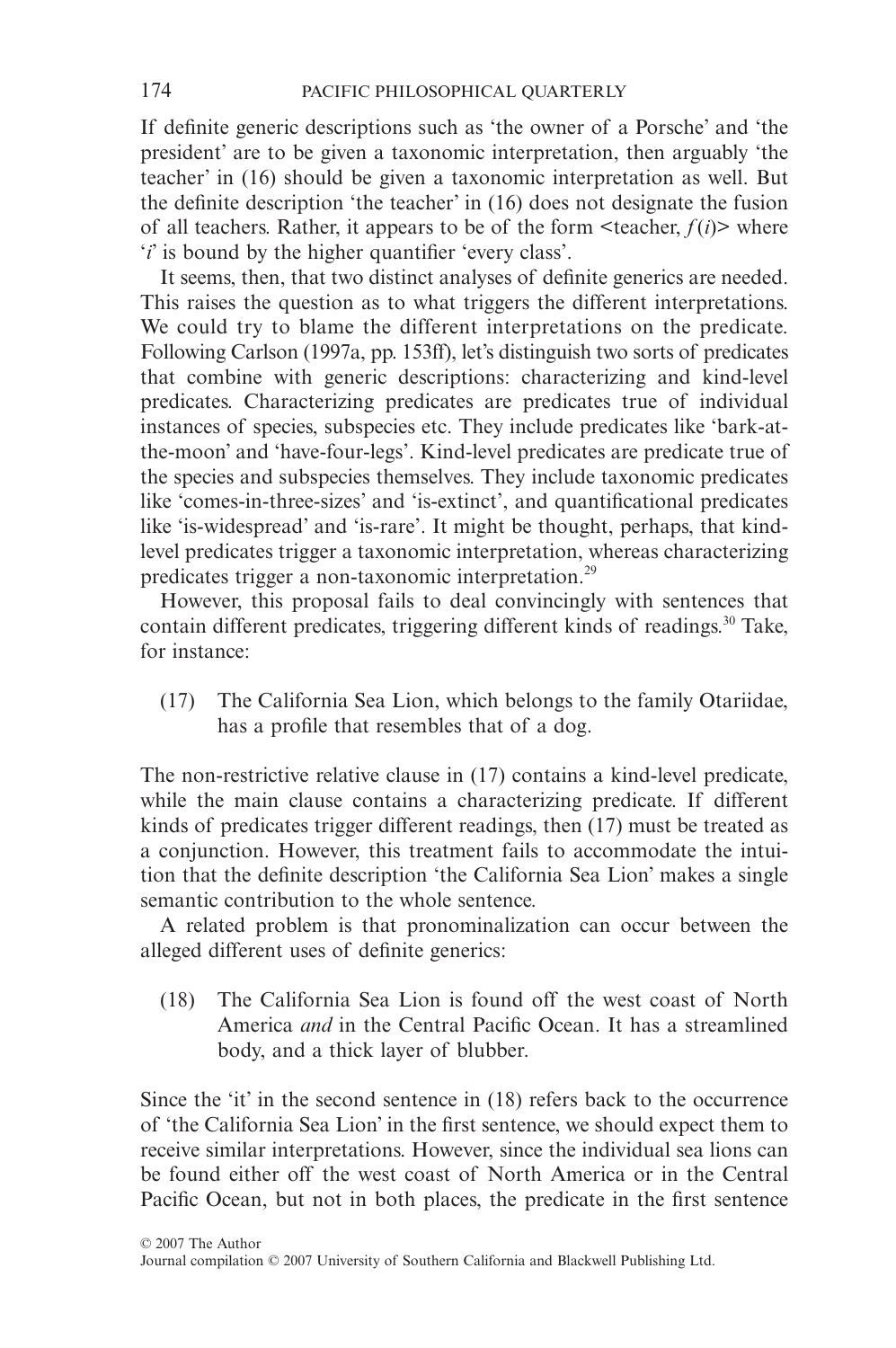If definite generic descriptions such as 'the owner of a Porsche' and 'the president' are to be given a taxonomic interpretation, then arguably 'the teacher' in (16) should be given a taxonomic interpretation as well. But the definite description 'the teacher' in (16) does not designate the fusion of all teachers. Rather, it appears to be of the form <teacher, $f(i)$> where '$i$' is bound by the higher quantifier 'every class'.

It seems, then, that two distinct analyses of definite generics are needed. This raises the question as to what triggers the different interpretations. We could try to blame the different interpretations on the predicate. Following Carlson (1997a, pp. 153ff), let's distinguish two sorts of predicates that combine with generic descriptions: characterizing and kind-level predicates. Characterizing predicates are predicates true of individual instances of species, subspecies etc. They include predicates like 'bark-at-the-moon' and 'have-four-legs'. Kind-level predicates are predicate true of the species and subspecies themselves. They include taxonomic predicates like 'comes-in-three-sizes' and 'is-extinct', and quantificational predicates like 'is-widespread' and 'is-rare'. It might be thought, perhaps, that kind-level predicates trigger a taxonomic interpretation, whereas characterizing predicates trigger a non-taxonomic interpretation.[29]

However, this proposal fails to deal convincingly with sentences that contain different predicates, triggering different kinds of readings.[30] Take, for instance:

(17) The California Sea Lion, which belongs to the family Otariidae, has a profile that resembles that of a dog.

The non-restrictive relative clause in (17) contains a kind-level predicate, while the main clause contains a characterizing predicate. If different kinds of predicates trigger different readings, then (17) must be treated as a conjunction. However, this treatment fails to accommodate the intuition that the definite description 'the California Sea Lion' makes a single semantic contribution to the whole sentence.

A related problem is that pronominalization can occur between the alleged different uses of definite generics:

(18) The California Sea Lion is found off the west coast of North America *and* in the Central Pacific Ocean. It has a streamlined body, and a thick layer of blubber.

Since the 'it' in the second sentence in (18) refers back to the occurrence of 'the California Sea Lion' in the first sentence, we should expect them to receive similar interpretations. However, since the individual sea lions can be found either off the west coast of North America or in the Central Pacific Ocean, but not in both places, the predicate in the first sentence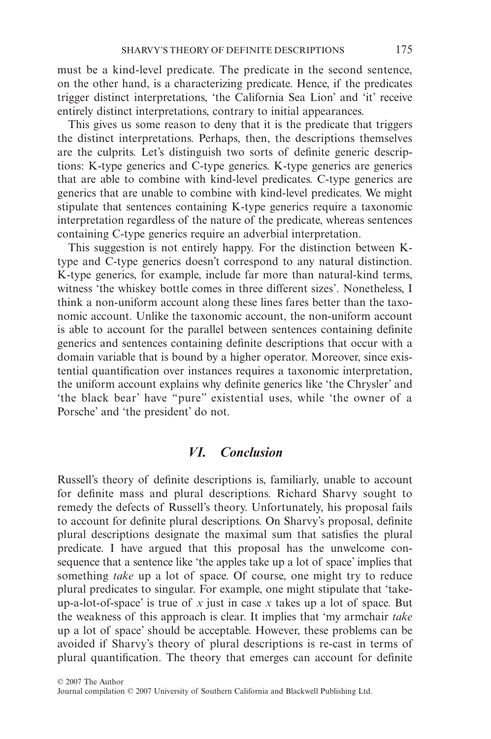must be a kind-level predicate. The predicate in the second sentence, on the other hand, is a characterizing predicate. Hence, if the predicates trigger distinct interpretations, 'the California Sea Lion' and 'it' receive entirely distinct interpretations, contrary to initial appearances.

This gives us some reason to deny that it is the predicate that triggers the distinct interpretations. Perhaps, then, the descriptions themselves are the culprits. Let's distinguish two sorts of definite generic descriptions: K-type generics and C-type generics. K-type generics are generics that are able to combine with kind-level predicates. C-type generics are generics that are unable to combine with kind-level predicates. We might stipulate that sentences containing K-type generics require a taxonomic interpretation regardless of the nature of the predicate, whereas sentences containing C-type generics require an adverbial interpretation.

This suggestion is not entirely happy. For the distinction between K-type and C-type generics doesn't correspond to any natural distinction. K-type generics, for example, include far more than natural-kind terms, witness 'the whiskey bottle comes in three different sizes'. Nonetheless, I think a non-uniform account along these lines fares better than the taxonomic account. Unlike the taxonomic account, the non-uniform account is able to account for the parallel between sentences containing definite generics and sentences containing definite descriptions that occur with a domain variable that is bound by a higher operator. Moreover, since existential quantification over instances requires a taxonomic interpretation, the uniform account explains why definite generics like 'the Chrysler' and 'the black bear' have "pure" existential uses, while 'the owner of a Porsche' and 'the president' do not.

## *VI. Conclusion*

Russell's theory of definite descriptions is, familiarly, unable to account for definite mass and plural descriptions. Richard Sharvy sought to remedy the defects of Russell's theory. Unfortunately, his proposal fails to account for definite plural descriptions. On Sharvy's proposal, definite plural descriptions designate the maximal sum that satisfies the plural predicate. I have argued that this proposal has the unwelcome consequence that a sentence like 'the apples take up a lot of space' implies that something *take* up a lot of space. Of course, one might try to reduce plural predicates to singular. For example, one might stipulate that 'take-up-a-lot-of-space' is true of $x$ just in case $x$ takes up a lot of space. But the weakness of this approach is clear. It implies that 'my armchair *take* up a lot of space' should be acceptable. However, these problems can be avoided if Sharvy's theory of plural descriptions is re-cast in terms of plural quantification. The theory that emerges can account for definite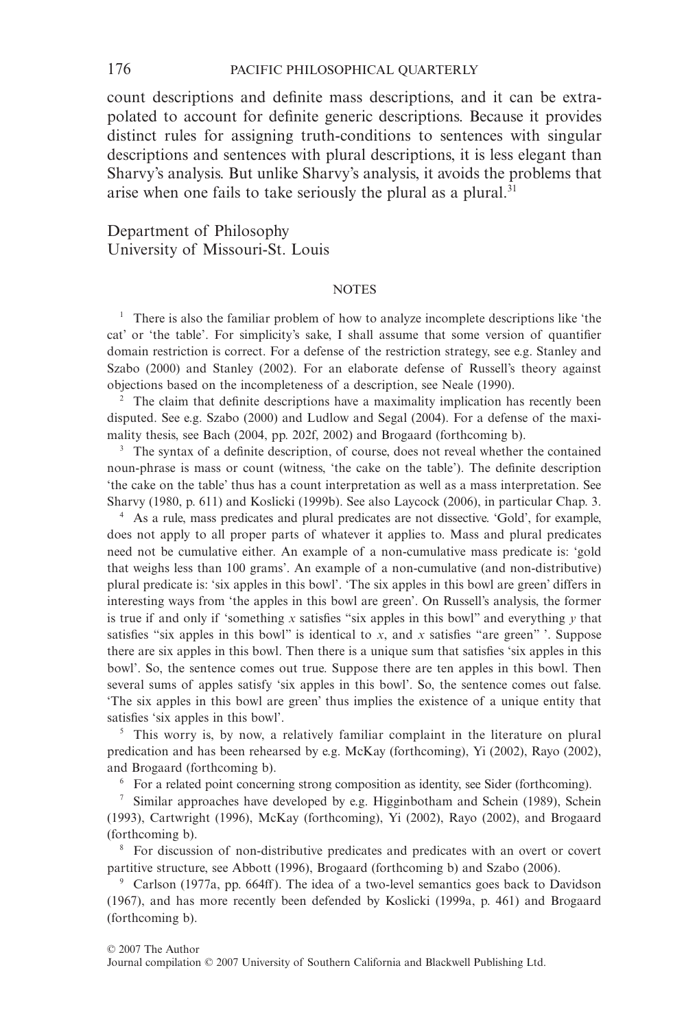count descriptions and definite mass descriptions, and it can be extrapolated to account for definite generic descriptions. Because it provides distinct rules for assigning truth-conditions to sentences with singular descriptions and sentences with plural descriptions, it is less elegant than Sharvy's analysis. But unlike Sharvy's analysis, it avoids the problems that arise when one fails to take seriously the plural as a plural.[31]

Department of Philosophy
University of Missouri-St. Louis

## NOTES

[1] There is also the familiar problem of how to analyze incomplete descriptions like 'the cat' or 'the table'. For simplicity's sake, I shall assume that some version of quantifier domain restriction is correct. For a defense of the restriction strategy, see e.g. Stanley and Szabo (2000) and Stanley (2002). For an elaborate defense of Russell's theory against objections based on the incompleteness of a description, see Neale (1990).

[2] The claim that definite descriptions have a maximality implication has recently been disputed. See e.g. Szabo (2000) and Ludlow and Segal (2004). For a defense of the maximality thesis, see Bach (2004, pp. 202f, 2002) and Brogaard (forthcoming b).

[3] The syntax of a definite description, of course, does not reveal whether the contained noun-phrase is mass or count (witness, 'the cake on the table'). The definite description 'the cake on the table' thus has a count interpretation as well as a mass interpretation. See Sharvy (1980, p. 611) and Koslicki (1999b). See also Laycock (2006), in particular Chap. 3.

[4] As a rule, mass predicates and plural predicates are not dissective. 'Gold', for example, does not apply to all proper parts of whatever it applies to. Mass and plural predicates need not be cumulative either. An example of a non-cumulative mass predicate is: 'gold that weighs less than 100 grams'. An example of a non-cumulative (and non-distributive) plural predicate is: 'six apples in this bowl'. 'The six apples in this bowl are green' differs in interesting ways from 'the apples in this bowl are green'. On Russell's analysis, the former is true if and only if 'something $x$ satisfies "six apples in this bowl" and everything $y$ that satisfies "six apples in this bowl" is identical to $x$, and $x$ satisfies "are green" '. Suppose there are six apples in this bowl. Then there is a unique sum that satisfies 'six apples in this bowl'. So, the sentence comes out true. Suppose there are ten apples in this bowl. Then several sums of apples satisfy 'six apples in this bowl'. So, the sentence comes out false. 'The six apples in this bowl are green' thus implies the existence of a unique entity that satisfies 'six apples in this bowl'.

[5] This worry is, by now, a relatively familiar complaint in the literature on plural predication and has been rehearsed by e.g. McKay (forthcoming), Yi (2002), Rayo (2002), and Brogaard (forthcoming b).

[6] For a related point concerning strong composition as identity, see Sider (forthcoming).

[7] Similar approaches have developed by e.g. Higginbotham and Schein (1989), Schein (1993), Cartwright (1996), McKay (forthcoming), Yi (2002), Rayo (2002), and Brogaard (forthcoming b).

[8] For discussion of non-distributive predicates and predicates with an overt or covert partitive structure, see Abbott (1996), Brogaard (forthcoming b) and Szabo (2006).

[9] Carlson (1977a, pp. 664ff). The idea of a two-level semantics goes back to Davidson (1967), and has more recently been defended by Koslicki (1999a, p. 461) and Brogaard (forthcoming b).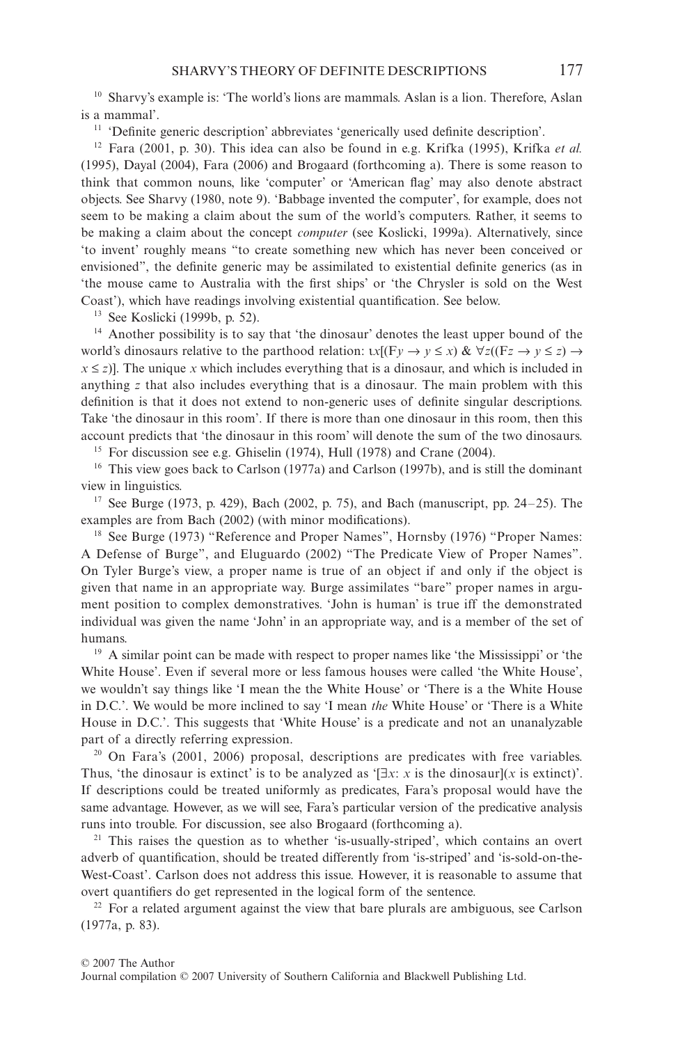[10] Sharvy's example is: 'The world's lions are mammals. Aslan is a lion. Therefore, Aslan is a mammal'.

[11] 'Definite generic description' abbreviates 'generically used definite description'.

[12] Fara (2001, p. 30). This idea can also be found in e.g. Krifka (1995), Krifka *et al.* (1995), Dayal (2004), Fara (2006) and Brogaard (forthcoming a). There is some reason to think that common nouns, like 'computer' or 'American flag' may also denote abstract objects. See Sharvy (1980, note 9). 'Babbage invented the computer', for example, does not seem to be making a claim about the sum of the world's computers. Rather, it seems to be making a claim about the concept *computer* (see Koslicki, 1999a). Alternatively, since 'to invent' roughly means "to create something new which has never been conceived or envisioned", the definite generic may be assimilated to existential definite generics (as in 'the mouse came to Australia with the first ships' or 'the Chrysler is sold on the West Coast'), which have readings involving existential quantification. See below.

[13] See Koslicki (1999b, p. 52).

[14] Another possibility is to say that 'the dinosaur' denotes the least upper bound of the world's dinosaurs relative to the parthood relation: $\iota x[(Fy \rightarrow y \leq x)\ \&\ \forall z((Fz \rightarrow y \leq z) \rightarrow x \leq z)]$. The unique $x$ which includes everything that is a dinosaur, and which is included in anything $z$ that also includes everything that is a dinosaur. The main problem with this definition is that it does not extend to non-generic uses of definite singular descriptions. Take 'the dinosaur in this room'. If there is more than one dinosaur in this room, then this account predicts that 'the dinosaur in this room' will denote the sum of the two dinosaurs.

[15] For discussion see e.g. Ghiselin (1974), Hull (1978) and Crane (2004).

[16] This view goes back to Carlson (1977a) and Carlson (1997b), and is still the dominant view in linguistics.

[17] See Burge (1973, p. 429), Bach (2002, p. 75), and Bach (manuscript, pp. 24–25). The examples are from Bach (2002) (with minor modifications).

[18] See Burge (1973) "Reference and Proper Names", Hornsby (1976) "Proper Names: A Defense of Burge", and Eluguardo (2002) "The Predicate View of Proper Names". On Tyler Burge's view, a proper name is true of an object if and only if the object is given that name in an appropriate way. Burge assimilates "bare" proper names in argument position to complex demonstratives. 'John is human' is true iff the demonstrated individual was given the name 'John' in an appropriate way, and is a member of the set of humans.

[19] A similar point can be made with respect to proper names like 'the Mississippi' or 'the White House'. Even if several more or less famous houses were called 'the White House', we wouldn't say things like 'I mean the the White House' or 'There is a the White House in D.C.'. We would be more inclined to say 'I mean *the* White House' or 'There is a White House in D.C.'. This suggests that 'White House' is a predicate and not an unanalyzable part of a directly referring expression.

[20] On Fara's (2001, 2006) proposal, descriptions are predicates with free variables. Thus, 'the dinosaur is extinct' is to be analyzed as '[$\exists x$: $x$ is the dinosaur]($x$ is extinct)'. If descriptions could be treated uniformly as predicates, Fara's proposal would have the same advantage. However, as we will see, Fara's particular version of the predicative analysis runs into trouble. For discussion, see also Brogaard (forthcoming a).

[21] This raises the question as to whether 'is-usually-striped', which contains an overt adverb of quantification, should be treated differently from 'is-striped' and 'is-sold-on-the-West-Coast'. Carlson does not address this issue. However, it is reasonable to assume that overt quantifiers do get represented in the logical form of the sentence.

[22] For a related argument against the view that bare plurals are ambiguous, see Carlson (1977a, p. 83).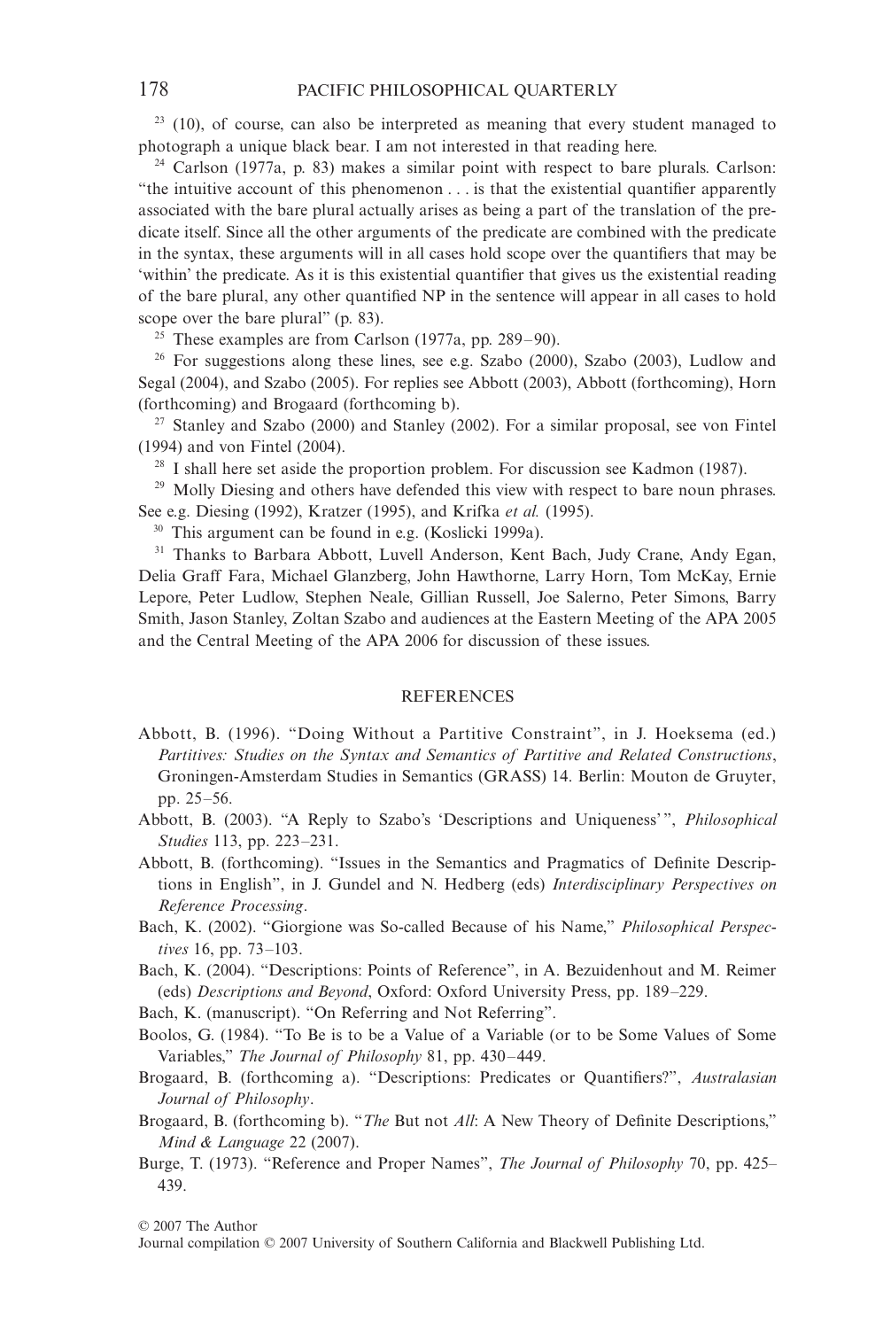[23] (10), of course, can also be interpreted as meaning that every student managed to photograph a unique black bear. I am not interested in that reading here.

[24] Carlson (1977a, p. 83) makes a similar point with respect to bare plurals. Carlson: "the intuitive account of this phenomenon . . . is that the existential quantifier apparently associated with the bare plural actually arises as being a part of the translation of the predicate itself. Since all the other arguments of the predicate are combined with the predicate in the syntax, these arguments will in all cases hold scope over the quantifiers that may be 'within' the predicate. As it is this existential quantifier that gives us the existential reading of the bare plural, any other quantified NP in the sentence will appear in all cases to hold scope over the bare plural" (p. 83).

[25] These examples are from Carlson (1977a, pp. 289–90).

[26] For suggestions along these lines, see e.g. Szabo (2000), Szabo (2003), Ludlow and Segal (2004), and Szabo (2005). For replies see Abbott (2003), Abbott (forthcoming), Horn (forthcoming) and Brogaard (forthcoming b).

[27] Stanley and Szabo (2000) and Stanley (2002). For a similar proposal, see von Fintel (1994) and von Fintel (2004).

[28] I shall here set aside the proportion problem. For discussion see Kadmon (1987).

[29] Molly Diesing and others have defended this view with respect to bare noun phrases. See e.g. Diesing (1992), Kratzer (1995), and Krifka *et al.* (1995).

[30] This argument can be found in e.g. (Koslicki 1999a).

[31] Thanks to Barbara Abbott, Luvell Anderson, Kent Bach, Judy Crane, Andy Egan, Delia Graff Fara, Michael Glanzberg, John Hawthorne, Larry Horn, Tom McKay, Ernie Lepore, Peter Ludlow, Stephen Neale, Gillian Russell, Joe Salerno, Peter Simons, Barry Smith, Jason Stanley, Zoltan Szabo and audiences at the Eastern Meeting of the APA 2005 and the Central Meeting of the APA 2006 for discussion of these issues.

## REFERENCES

Abbott, B. (1996). "Doing Without a Partitive Constraint", in J. Hoeksema (ed.) *Partitives: Studies on the Syntax and Semantics of Partitive and Related Constructions*, Groningen-Amsterdam Studies in Semantics (GRASS) 14. Berlin: Mouton de Gruyter, pp. 25–56.

Abbott, B. (2003). "A Reply to Szabo's 'Descriptions and Uniqueness'", *Philosophical Studies* 113, pp. 223–231.

Abbott, B. (forthcoming). "Issues in the Semantics and Pragmatics of Definite Descriptions in English", in J. Gundel and N. Hedberg (eds) *Interdisciplinary Perspectives on Reference Processing*.

Bach, K. (2002). "Giorgione was So-called Because of his Name," *Philosophical Perspectives* 16, pp. 73–103.

Bach, K. (2004). "Descriptions: Points of Reference", in A. Bezuidenhout and M. Reimer (eds) *Descriptions and Beyond*, Oxford: Oxford University Press, pp. 189–229.

Bach, K. (manuscript). "On Referring and Not Referring".

Boolos, G. (1984). "To Be is to be a Value of a Variable (or to be Some Values of Some Variables," *The Journal of Philosophy* 81, pp. 430–449.

Brogaard, B. (forthcoming a). "Descriptions: Predicates or Quantifiers?", *Australasian Journal of Philosophy*.

Brogaard, B. (forthcoming b). "*The* But not *All*: A New Theory of Definite Descriptions," *Mind & Language* 22 (2007).

Burge, T. (1973). "Reference and Proper Names", *The Journal of Philosophy* 70, pp. 425–439.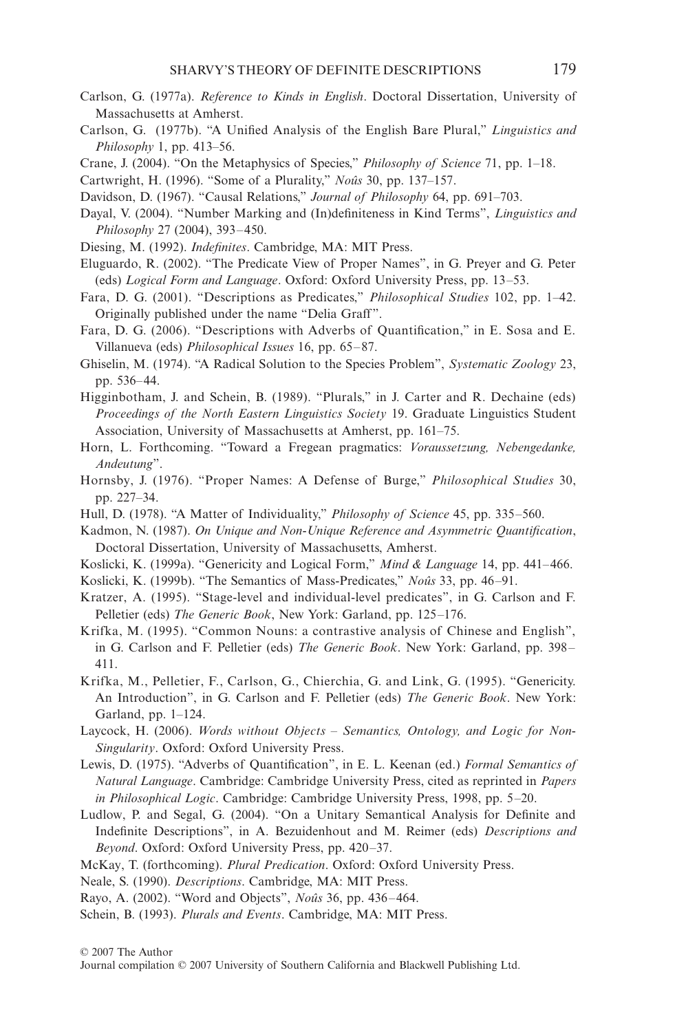Carlson, G. (1977a). *Reference to Kinds in English*. Doctoral Dissertation, University of Massachusetts at Amherst.

Carlson, G. (1977b). "A Unified Analysis of the English Bare Plural," *Linguistics and Philosophy* 1, pp. 413–56.

Crane, J. (2004). "On the Metaphysics of Species," *Philosophy of Science* 71, pp. 1–18.

Cartwright, H. (1996). "Some of a Plurality," *Noûs* 30, pp. 137–157.

Davidson, D. (1967). "Causal Relations," *Journal of Philosophy* 64, pp. 691–703.

Dayal, V. (2004). "Number Marking and (In)definiteness in Kind Terms", *Linguistics and Philosophy* 27 (2004), 393–450.

Diesing, M. (1992). *Indefinites*. Cambridge, MA: MIT Press.

Eluguardo, R. (2002). "The Predicate View of Proper Names", in G. Preyer and G. Peter (eds) *Logical Form and Language*. Oxford: Oxford University Press, pp. 13–53.

Fara, D. G. (2001). "Descriptions as Predicates," *Philosophical Studies* 102, pp. 1–42. Originally published under the name "Delia Graff".

Fara, D. G. (2006). "Descriptions with Adverbs of Quantification," in E. Sosa and E. Villanueva (eds) *Philosophical Issues* 16, pp. 65–87.

Ghiselin, M. (1974). "A Radical Solution to the Species Problem", *Systematic Zoology* 23, pp. 536–44.

Higginbotham, J. and Schein, B. (1989). "Plurals," in J. Carter and R. Dechaine (eds) *Proceedings of the North Eastern Linguistics Society* 19. Graduate Linguistics Student Association, University of Massachusetts at Amherst, pp. 161–75.

Horn, L. Forthcoming. "Toward a Fregean pragmatics: *Voraussetzung, Nebengedanke, Andeutung*".

Hornsby, J. (1976). "Proper Names: A Defense of Burge," *Philosophical Studies* 30, pp. 227–34.

Hull, D. (1978). "A Matter of Individuality," *Philosophy of Science* 45, pp. 335–560.

Kadmon, N. (1987). *On Unique and Non-Unique Reference and Asymmetric Quantification*, Doctoral Dissertation, University of Massachusetts, Amherst.

Koslicki, K. (1999a). "Genericity and Logical Form," *Mind & Language* 14, pp. 441–466.

Koslicki, K. (1999b). "The Semantics of Mass-Predicates," *Noûs* 33, pp. 46–91.

Kratzer, A. (1995). "Stage-level and individual-level predicates", in G. Carlson and F. Pelletier (eds) *The Generic Book*, New York: Garland, pp. 125–176.

Krifka, M. (1995). "Common Nouns: a contrastive analysis of Chinese and English", in G. Carlson and F. Pelletier (eds) *The Generic Book*. New York: Garland, pp. 398–411.

Krifka, M., Pelletier, F., Carlson, G., Chierchia, G. and Link, G. (1995). "Genericity. An Introduction", in G. Carlson and F. Pelletier (eds) *The Generic Book*. New York: Garland, pp. 1–124.

Laycock, H. (2006). *Words without Objects – Semantics, Ontology, and Logic for Non-Singularity*. Oxford: Oxford University Press.

Lewis, D. (1975). "Adverbs of Quantification", in E. L. Keenan (ed.) *Formal Semantics of Natural Language*. Cambridge: Cambridge University Press, cited as reprinted in *Papers in Philosophical Logic*. Cambridge: Cambridge University Press, 1998, pp. 5–20.

Ludlow, P. and Segal, G. (2004). "On a Unitary Semantical Analysis for Definite and Indefinite Descriptions", in A. Bezuidenhout and M. Reimer (eds) *Descriptions and Beyond*. Oxford: Oxford University Press, pp. 420–37.

McKay, T. (forthcoming). *Plural Predication*. Oxford: Oxford University Press.

Neale, S. (1990). *Descriptions*. Cambridge, MA: MIT Press.

Rayo, A. (2002). "Word and Objects", *Noûs* 36, pp. 436–464.

Schein, B. (1993). *Plurals and Events*. Cambridge, MA: MIT Press.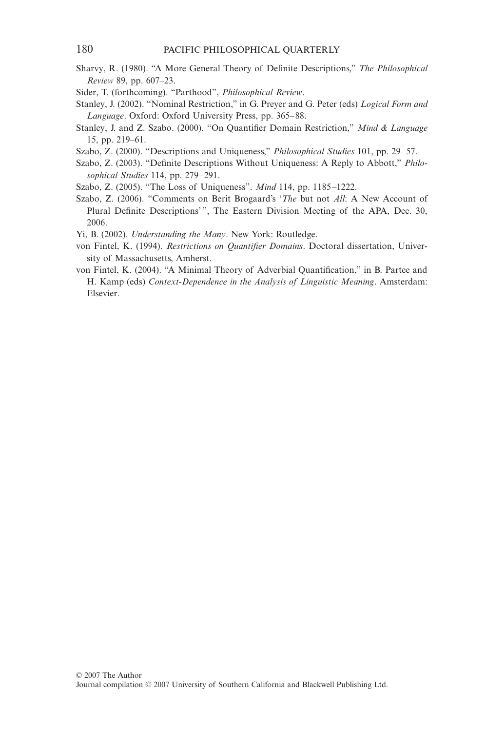Sharvy, R. (1980). "A More General Theory of Definite Descriptions," *The Philosophical Review* 89, pp. 607–23.

Sider, T. (forthcoming). "Parthood", *Philosophical Review*.

Stanley, J. (2002). "Nominal Restriction," in G. Preyer and G. Peter (eds) *Logical Form and Language*. Oxford: Oxford University Press, pp. 365–88.

Stanley, J. and Z. Szabo. (2000). "On Quantifier Domain Restriction," *Mind & Language* 15, pp. 219–61.

Szabo, Z. (2000). "Descriptions and Uniqueness," *Philosophical Studies* 101, pp. 29–57.

Szabo, Z. (2003). "Definite Descriptions Without Uniqueness: A Reply to Abbott," *Philosophical Studies* 114, pp. 279–291.

Szabo, Z. (2005). "The Loss of Uniqueness". *Mind* 114, pp. 1185–1222.

Szabo, Z. (2006). "Comments on Berit Brogaard's '*The* but not *All*: A New Account of Plural Definite Descriptions'", The Eastern Division Meeting of the APA, Dec. 30, 2006.

Yi, B. (2002). *Understanding the Many*. New York: Routledge.

von Fintel, K. (1994). *Restrictions on Quantifier Domains*. Doctoral dissertation, University of Massachusetts, Amherst.

von Fintel, K. (2004). "A Minimal Theory of Adverbial Quantification," in B. Partee and H. Kamp (eds) *Context-Dependence in the Analysis of Linguistic Meaning*. Amsterdam: Elsevier.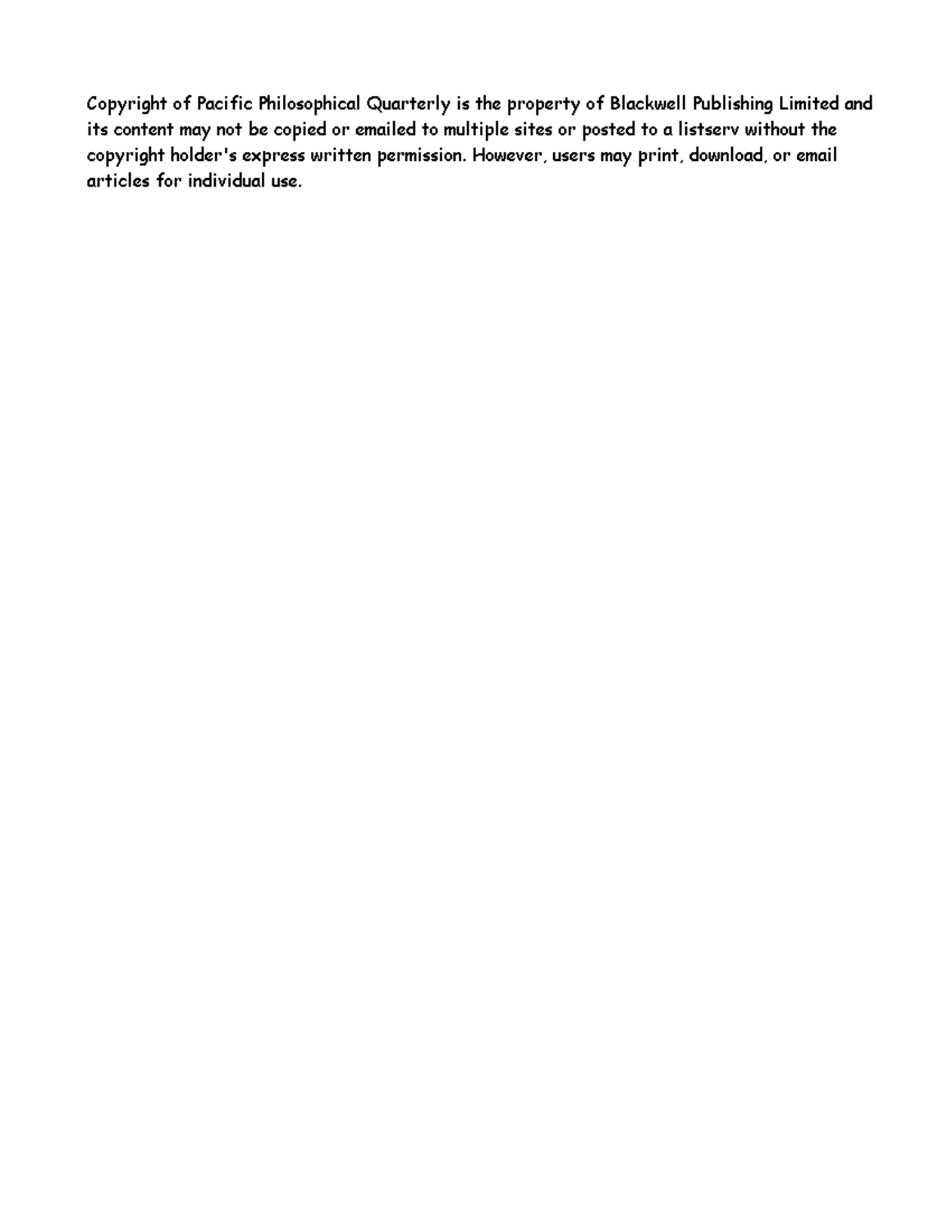Copyright of Pacific Philosophical Quarterly is the property of Blackwell Publishing Limited and its content may not be copied or emailed to multiple sites or posted to a listserv without the copyright holder's express written permission. However, users may print, download, or email articles for individual use.